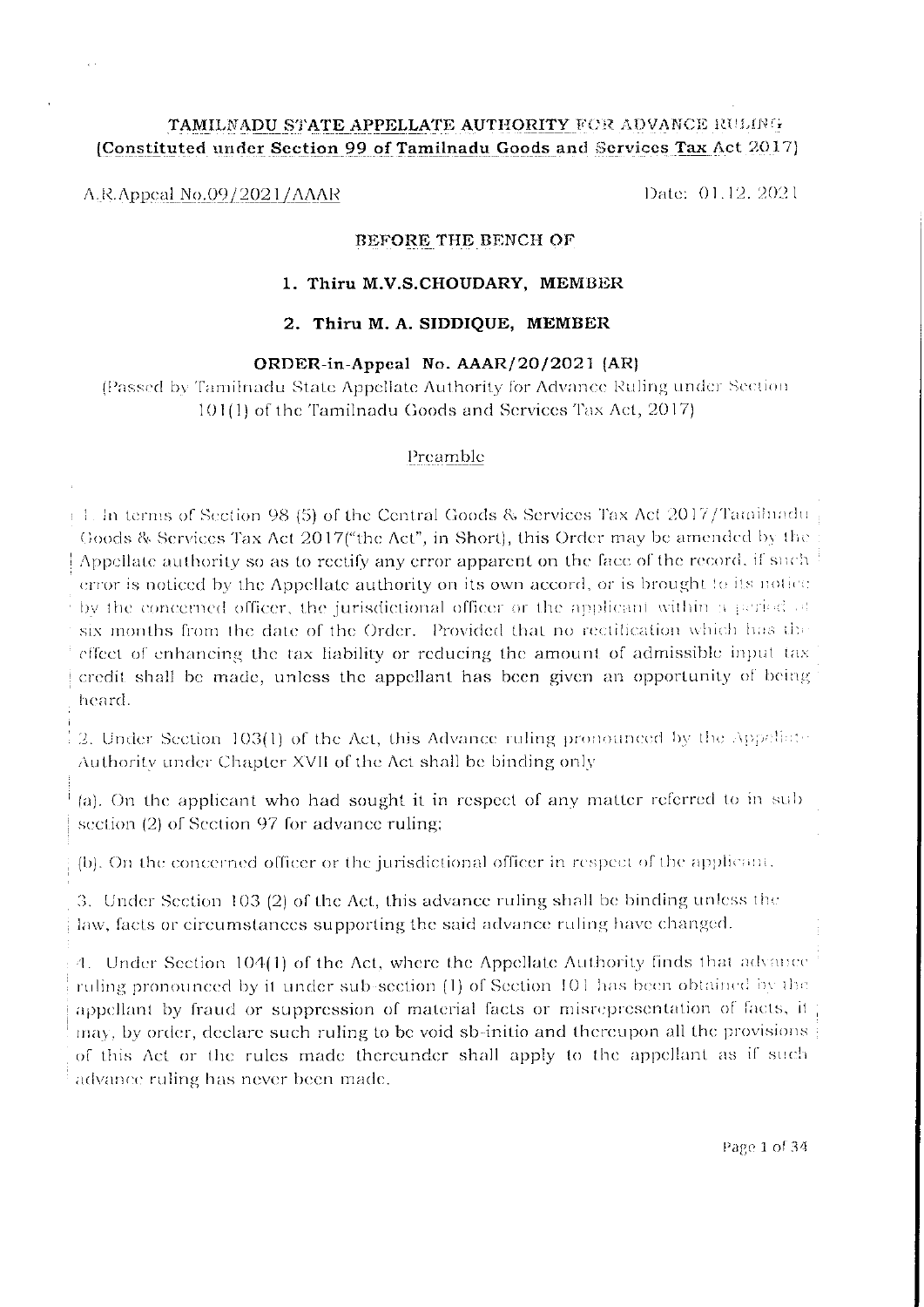**TAMILNADU STATE APPELLATE AUTHORITY FOR ADVANCE RULING**
**(Constituted under Section 99 of Tamilnadu Goods and Services Tax Act 2017)**

A.R.Appeal No.09/2021/AAAR Date: 01.12.2021

**BEFORE THE BENCH OF**

**1. Thiru M.V.S.CHOUDARY, MEMBER**

**2. Thiru M. A. SIDDIQUE, MEMBER**

**ORDER-in-Appeal No. AAAR/20/2021 (AR)**

(Passed by Tamilnadu State Appellate Authority for Advance Ruling under Section 101(1) of the Tamilnadu Goods and Services Tax Act, 2017)

Preamble

1. In terms of Section 98 (5) of the Central Goods & Services Tax Act 2017/Tamilnadu Goods & Services Tax Act 2017("the Act", in Short), this Order may be amended by the Appellate authority so as to rectify any error apparent on the face of the record, if such error is noticed by the Appellate authority on its own accord, or is brought to its notice by the concerned officer, the jurisdictional officer or the applicant within a period of six months from the date of the Order. Provided that no rectification which has the effect of enhancing the tax liability or reducing the amount of admissible input tax credit shall be made, unless the appellant has been given an opportunity of being heard.

2. Under Section 103(1) of the Act, this Advance ruling pronounced by the Appellate Authority under Chapter XVII of the Act shall be binding only

(a). On the applicant who had sought it in respect of any matter referred to in sub section (2) of Section 97 for advance ruling;

(b). On the concerned officer or the jurisdictional officer in respect of the applicant.

3. Under Section 103 (2) of the Act, this advance ruling shall be binding unless the law, facts or circumstances supporting the said advance ruling have changed.

4. Under Section 104(1) of the Act, where the Appellate Authority finds that advance ruling pronounced by it under sub-section (1) of Section 101 has been obtained by the appellant by fraud or suppression of material facts or misrepresentation of facts, it may, by order, declare such ruling to be void ab-initio and thereupon all the provisions of this Act or the rules made thereunder shall apply to the appellant as if such advance ruling has never been made.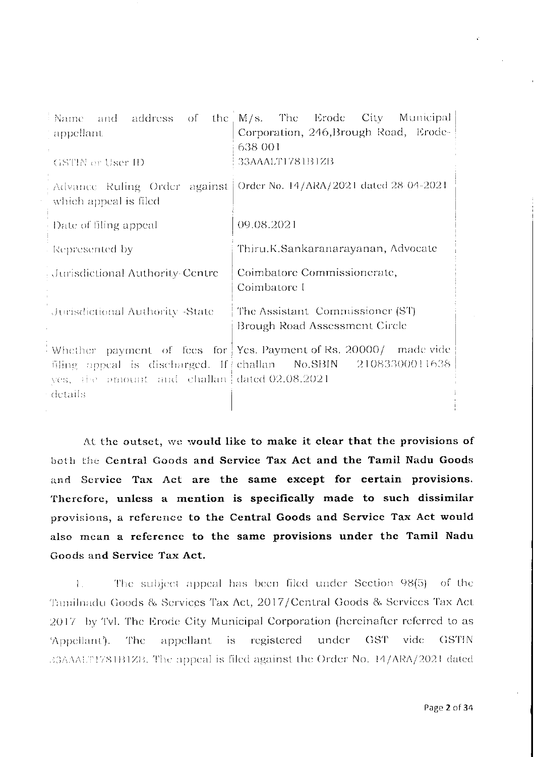| | |
|---|---|
| Name and address of the appellant | M/s. The Erode City Municipal Corporation, 246,Brough Road, Erode-638 001 |
| GSTIN or User ID | 33AAALT1781B1ZB |
| Advance Ruling Order against which appeal is filed | Order No. 14/ARA/2021 dated 28-04-2021 |
| Date of filing appeal | 09.08.2021 |
| Represented by | Thiru.K.Sankaranarayanan, Advocate |
| Jurisdictional Authority-Centre | Coimbatore Commissionerate, Coimbatore I |
| Jurisdictional Authority -State | The Assistant Commissioner (ST) Brough Road Assessment Circle |
| Whether payment of fees for filing appeal is discharged. If yes, the amount and challan details | Yes. Payment of Rs. 20000/ made vide challan No.SBIN 21083300011638 dated 02.08.2021 |

**At the outset, we would like to make it clear that the provisions of both the Central Goods and Service Tax Act and the Tamil Nadu Goods and Service Tax Act are the same except for certain provisions. Therefore, unless a mention is specifically made to such dissimilar provisions, a reference to the Central Goods and Service Tax Act would also mean a reference to the same provisions under the Tamil Nadu Goods and Service Tax Act.**

1. The subject appeal has been filed under Section 98(5) of the Tamilnadu Goods & Services Tax Act, 2017/Central Goods & Services Tax Act 2017 by Tvl. The Erode City Municipal Corporation (hereinafter referred to as 'Appellant'). The appellant is registered under GST vide GSTIN 33AAALT1781B1ZB. The appeal is filed against the Order No. 14/ARA/2021 dated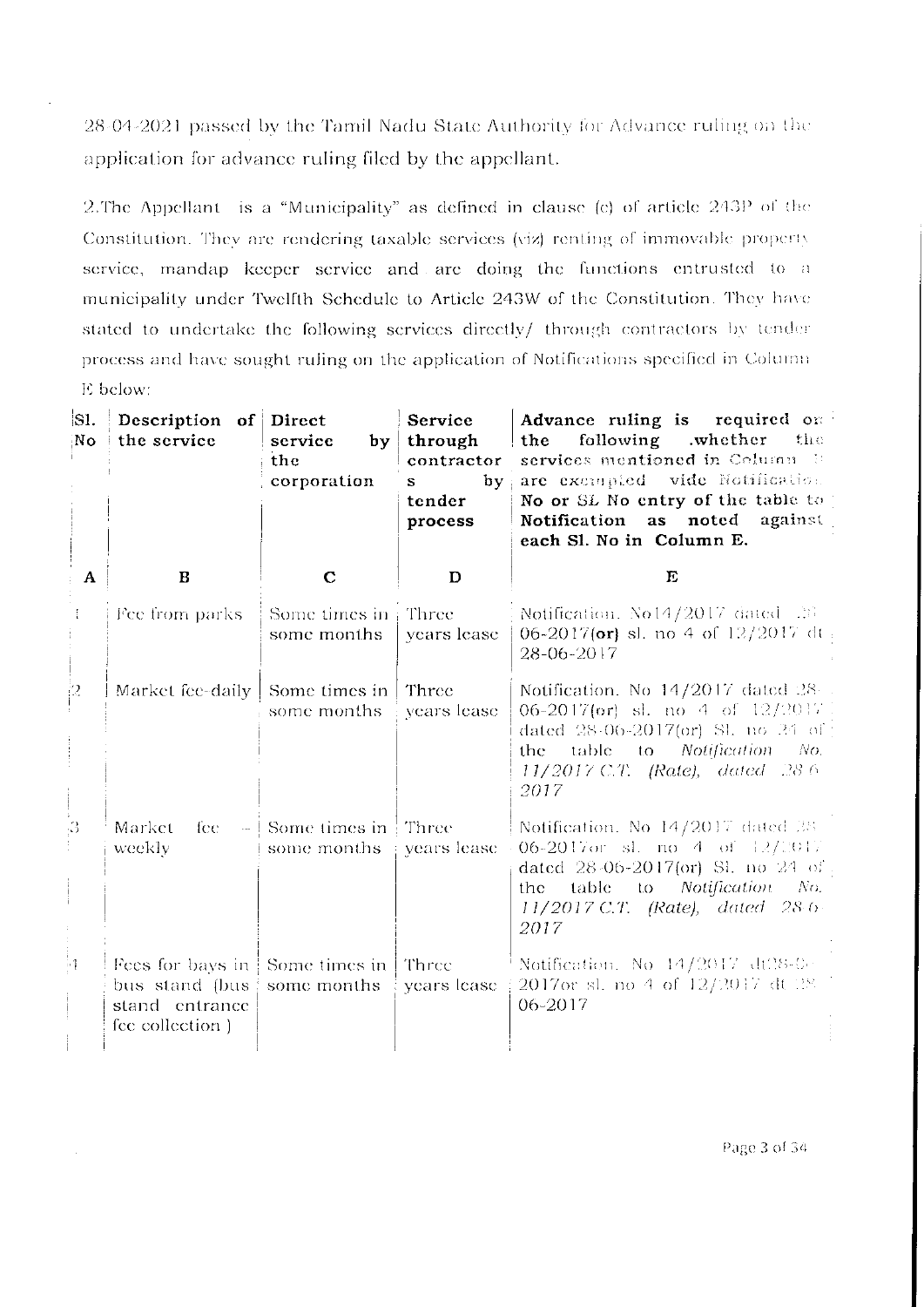28-04-2021 passed by the Tamil Nadu State Authority for Advance ruling on the application for advance ruling filed by the appellant.

2.The Appellant is a "Municipality" as defined in clause (e) of article 243P of the Constitution. They are rendering taxable services (viz) renting of immovable property service, mandap keeper service and are doing the functions entrusted to a municipality under Twelfth Schedule to Article 243W of the Constitution. They have stated to undertake the following services directly/ through contractors by tender process and have sought ruling on the application of Notifications specified in Column E below:

| Sl. No | Description of the service | Direct service by the corporation | Service through contractors by tender process | Advance ruling is required on the following .whether the services mentioned in Column B are exempted vide Notification No or SL No entry of the table to Notification as noted against each Sl. No in Column E. |
|---|---|---|---|---|
| A | B | C | D | E |
| 1 | Fee from parks | Some times in some months | Three years lease | Notification. No14/2017 dated 28-06-2017(**or**) sl. no 4 of 12/2017 dt 28-06-2017 |
| 2 | Market fee-daily | Some times in some months | Three years lease | Notification. No 14/2017 dated 28-06-2017(**or**) sl. no 4 of 12/2017 dated 28-06-2017(or) Sl. no 24 of the table to *Notification No. 11/2017 C.T. (Rate), dated 28-6-2017* |
| 3 | Market fee – weekly | Some times in some months | Three years lease | Notification. No 14/2017 dated 28-06-2017or sl. no 4 of 12/2017 dated 28-06-2017(or) Sl. no 24 of the table to *Notification No. 11/2017 C.T. (Rate), dated 28-6-2017* |
| 4 | Fees for bays in bus stand (bus stand entrance fee collection ) | Some times in some months | Three years lease | Notification. No 14/2017 dt28-6-2017or sl. no 4 of 12/2017 dt 28-06-2017 |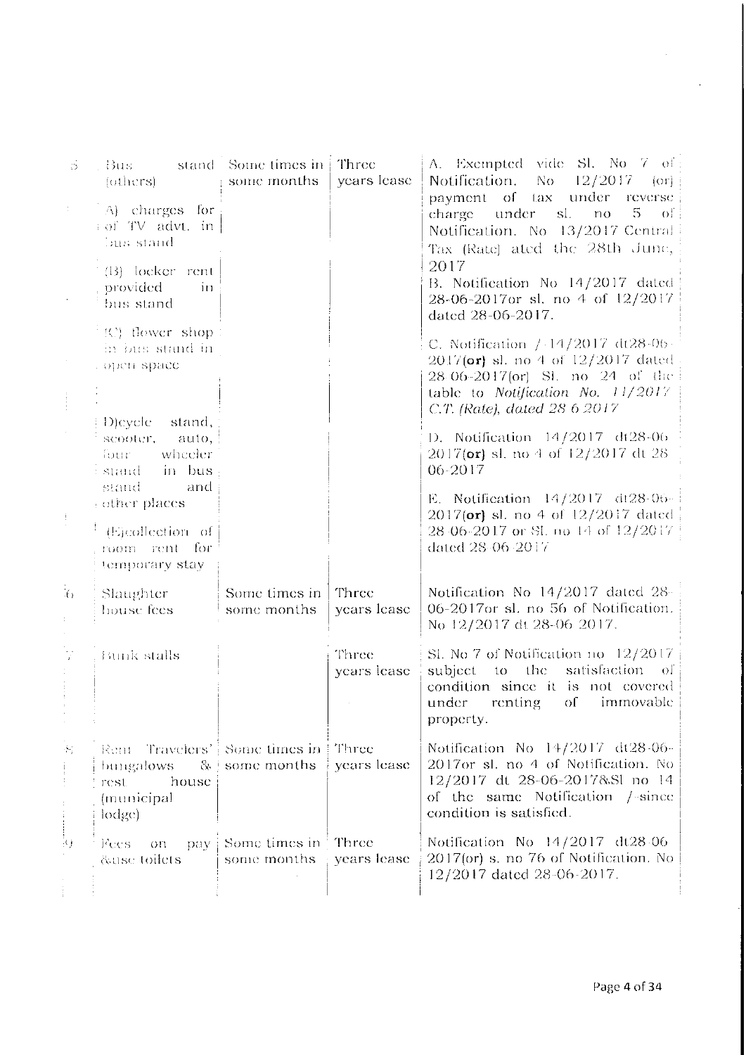| 5 | Bus stand (others)<br><br>A) charges for of TV advt. in bus stand<br><br>(B) locker rent provided in bus stand<br><br>(C) flower shop in bus stand in open space<br><br>D)cycle stand, scooter, auto, four wheeler stand in bus stand and other places<br><br>(E)collection of room rent for temporary stay | Some times in some months | Three years lease | A. Exempted vide Sl. No 7 of Notification. No 12/2017 (or) payment of tax under reverse charge under sl. no 5 of Notification. No 13/2017 Central Tax (Rate) ated the 28th June, 2017<br>B. Notification No 14/2017 dated 28-06-2017or sl. no 4 of 12/2017 dated 28-06-2017.<br><br>C. Notification / 14/2017 dt28-06-2017(**or**) sl. no 4 of 12/2017 dated 28-06-2017(or) Sl. no 24 of the table to *Notification No. 11/2017 C.T. (Rate), dated 28 6 2017*<br><br>D. Notification 14/2017 dt28-06-2017(**or**) sl. no 4 of 12/2017 dt 28-06-2017<br><br>E. Notification 14/2017 dt28-06-2017(**or**) sl. no 4 of 12/2017 dated 28-06-2017 or Sl. no 14 of 12/2017 dated 28-06-2017 |
|---|---|---|---|---|
| 6 | Slaughter house fees | Some times in some months | Three years lease | Notification No 14/2017 dated 28-06-2017or sl. no 56 of Notification. No 12/2017 dt 28-06-2017. |
| 7 | Bunk stalls | | Three years lease | Sl. No 7 of Notification no 12/2017 subject to the satisfaction of condition since it is not covered under renting of immovable property. |
| 8 | Rent Travelers' bungalows & rest house (municipal lodge) | Some times in some months | Three years lease | Notification No 14/2017 dt28-06-2017or sl. no 4 of Notification. No 12/2017 dt 28-06-2017&Sl no 14 of the same Notification / since condition is satisfied. |
| 9 | Fees on pay &use toilets | Some times in some months | Three years lease | Notification No 14/2017 dt28-06-2017(or) s. no 76 of Notification. No 12/2017 dated 28-06-2017. |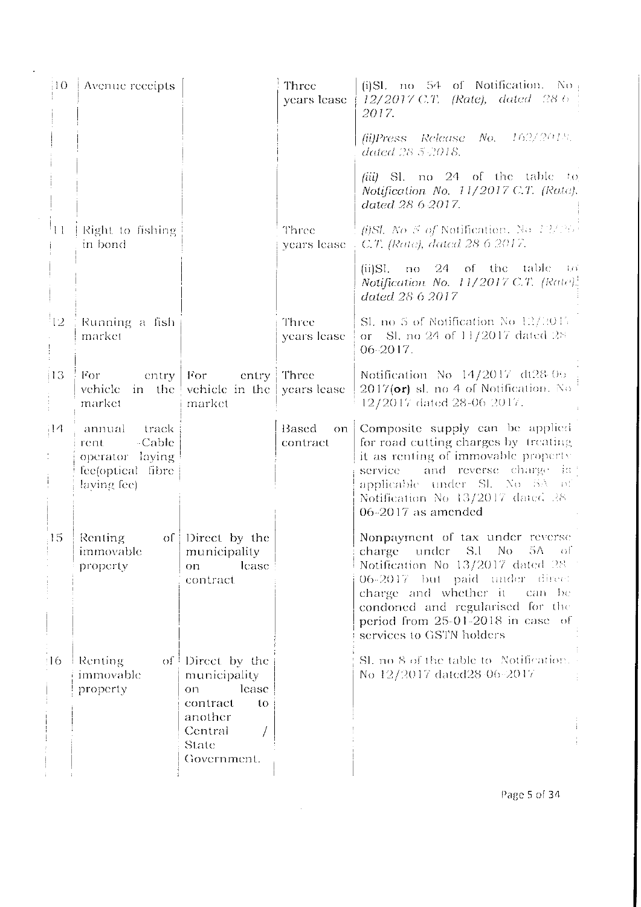| 10 | Avenue receipts | | Three years lease | (i)Sl. no 54 of Notification. No 12/2017 C.T. (Rate), dated 28.6 2017.<br><br>(ii)Press Release No. 162/2018, dated 28.5.2018.<br><br>(iii) Sl. no 24 of the table to Notification No. 11/2017 C.T. (Rate), dated 28.6.2017. |
|---|---|---|---|---|
| 11 | Right to fishing in bond | | Three years lease | (i)Sl. No 5 of Notification. No 12/2017 C.T. (Rate), dated 28.6.2017.<br><br>(ii)Sl. no 24 of the table to Notification No. 11/2017 C.T. (Rate), dated 28.6.2017 |
| 12 | Running a fish market | | Three years lease | Sl. no 5 of Notification No 12/2017 or Sl. no 24 of 11/2017 dated 28-06-2017. |
| 13 | For entry vehicle in the market | For entry vehicle in the market | Three years lease | Notification No 14/2017 dt28-06-2017**(or)** sl. no 4 of Notification. No 12/2017 dated 28-06-2017. |
| 14 | annual track rent -Cable operator laying fee(optical fibre laying fee) | | Based on contract | Composite supply can be applied for road cutting charges by treating it as renting of immovable property service and reverse charge is applicable under Sl. No 5A of Notification No 13/2017 dated 28-06-2017 as amended |
| 15 | Renting of immovable property | Direct by the municipality on lease contract | | Nonpayment of tax under reverse charge under S.l No 5A of Notification No 13/2017 dated 28-06-2017 but paid under direct charge and whether it can be condoned and regularised for the period from 25-01-2018 in case of services to GSTN holders |
| 16 | Renting of immovable property | Direct by the municipality on lease contract to another Central / State Government. | | Sl. no 8 of the table to Notification No 12/2017 dated28-06-2017 |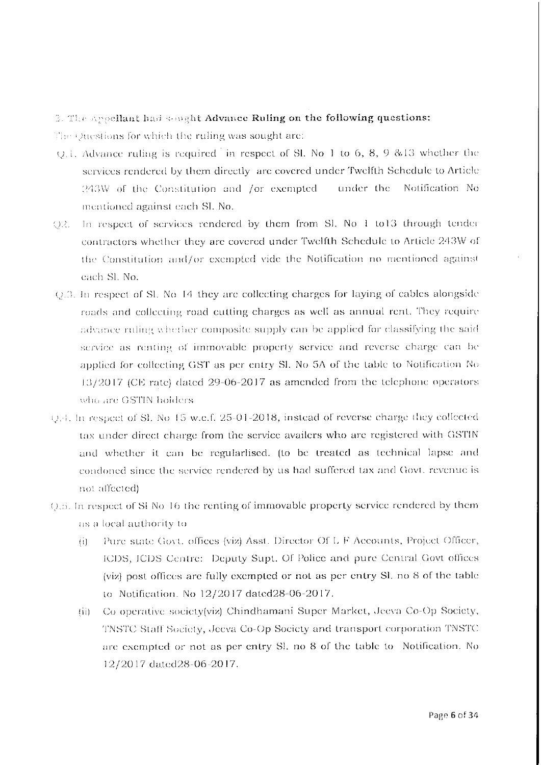3. The Appellant had sought **Advance Ruling on the following questions:**

The Questions for which the ruling was sought are:

- Q.1. Advance ruling is required in respect of Sl. No 1 to 6, 8, 9 &13 whether the services rendered by them directly are covered under Twelfth Schedule to Article 243W of the Constitution and /or exempted under the Notification No mentioned against each Sl. No.
- Q.2. In respect of services rendered by them from Sl. No 1 to13 through tender contractors whether they are covered under Twelfth Schedule to Article 243W of the Constitution and/or exempted vide the Notification no mentioned against each Sl. No.
- Q.3. In respect of Sl. No 14 they are collecting charges for laying of cables alongside roads and collecting road cutting charges as well as annual rent. They require advance ruling whether composite supply can be applied for classifying the said service as renting of immovable property service and reverse charge can be applied for collecting GST as per entry Sl. No 5A of the table to Notification No 13/2017 (CE rate) dated 29-06-2017 as amended from the telephone operators who are GSTIN holders
- Q.4. In respect of Sl. No 15 w.e.f. 25-01-2018, instead of reverse charge they collected tax under direct charge from the service availers who are registered with GSTIN and whether it can be regularlised. (to be treated as technical lapse and condoned since the service rendered by us had suffered tax and Govt. revenue is not affected)
- Q.5. In respect of Sl No 16 the renting of immovable property service rendered by them as a local authority to
  - (i) Pure state Govt. offices (viz) Asst. Director Of L F Accounts, Project Officer, ICDS, ICDS Centre: Deputy Supt. Of Police and pure Central Govt offices (viz) post offices are fully exempted or not as per entry Sl. no 8 of the table to Notification. No 12/2017 dated28-06-2017.
  - (ii) Co operative society(viz) Chindhamani Super Market, Jeeva Co-Op Society, TNSTC Staff Society, Jeeva Co-Op Society and transport corporation TNSTC are exempted or not as per entry Sl. no 8 of the table to Notification. No 12/2017 dated28-06-2017.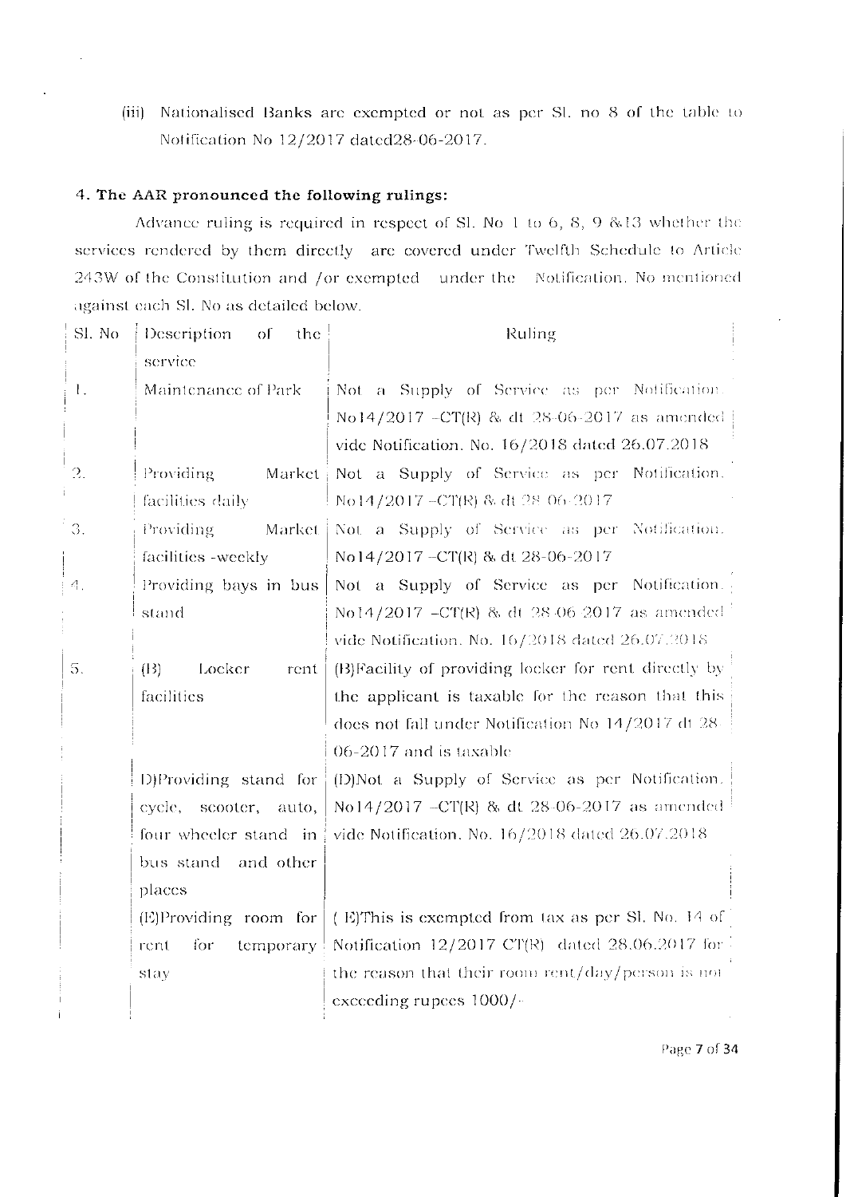(iii) Nationalised Banks are exempted or not as per Sl. no 8 of the table to Notification No 12/2017 dated28-06-2017.

### 4. The AAR pronounced the following rulings:

Advance ruling is required in respect of Sl. No 1 to 6, 8, 9 &13 whether the services rendered by them directly are covered under Twelfth Schedule to Article 243W of the Constitution and /or exempted under the Notification. No mentioned against each Sl. No as detailed below.

| Sl. No | Description of the service | Ruling |
|---|---|---|
| 1. | Maintenance of Park | Not a Supply of Service as per Notification. No14/2017 –CT(R) & dt 28-06-2017 as amended vide Notification. No. 16/2018 dated 26.07.2018 |
| 2. | Providing Market facilities daily | Not a Supply of Service as per Notification. No14/2017 –CT(R) & dt 28-06-2017 |
| 3. | Providing Market facilities -weekly | Not a Supply of Service as per Notification. No14/2017 –CT(R) & dt 28-06-2017 |
| 4. | Providing bays in bus stand | Not a Supply of Service as per Notification. No14/2017 –CT(R) & dt 28-06-2017 as amended vide Notification. No. 16/2018 dated 26.07.2018 |
| 5. | (B) Locker rent facilities | (B)Facility of providing locker for rent directly by the applicant is taxable for the reason that this does not fall under Notification No 14/2017 dt 28-06-2017 and is taxable |
| | D)Providing stand for cycle, scooter, auto, four wheeler stand in bus stand and other places | (D)Not a Supply of Service as per Notification. No14/2017 –CT(R) & dt 28-06-2017 as amended vide Notification. No. 16/2018 dated 26.07.2018 |
| | (E)Providing room for rent for temporary stay | ( E)This is exempted from tax as per Sl. No. 14 of Notification 12/2017 CT(R) dated 28.06.2017 for the reason that their room rent/day/person is not exceeding rupees 1000/- |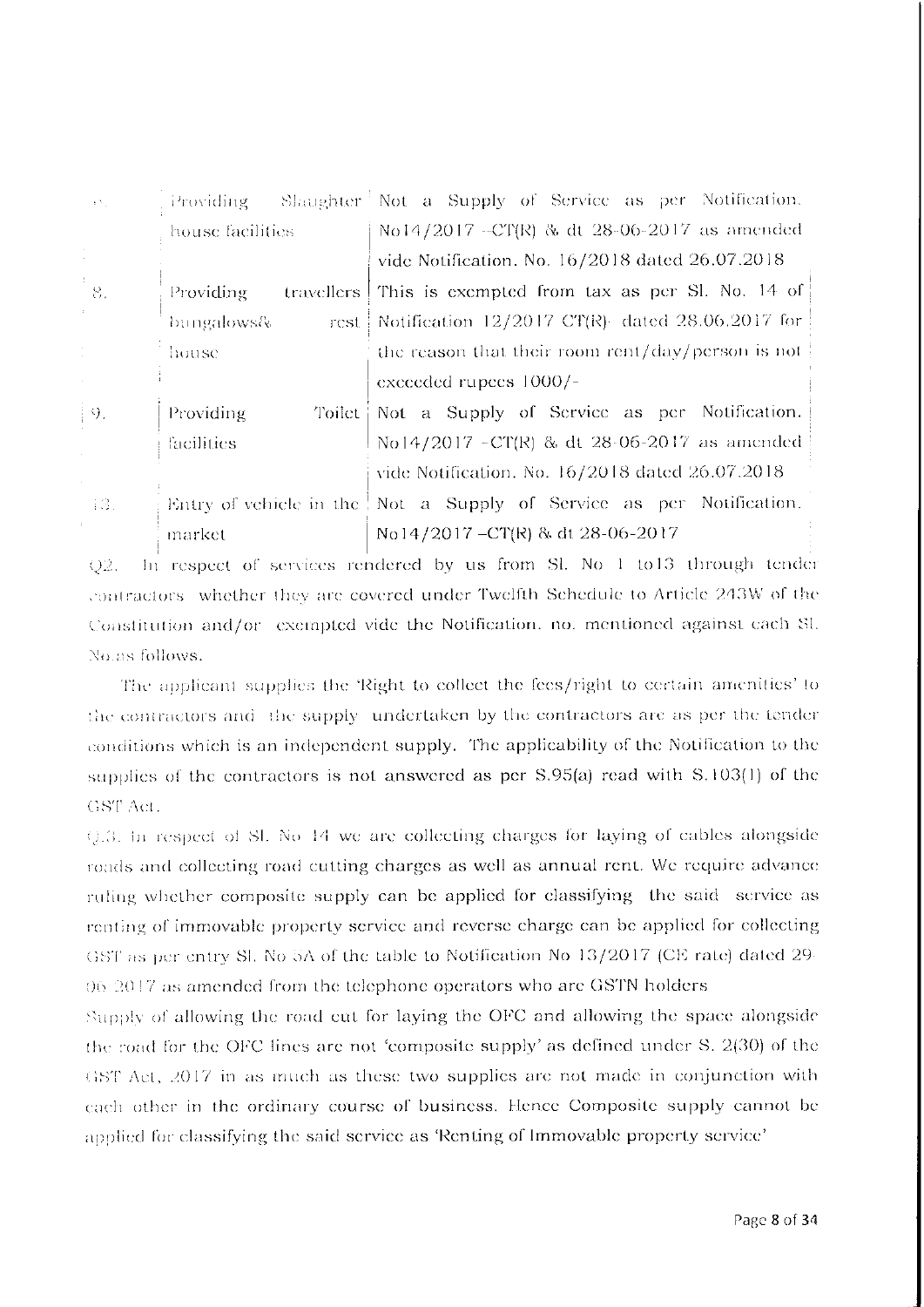| | | |
|---|---|---|
| 7. | Providing Slaughter house facilities | Not a Supply of Service as per Notification. No14/2017 –CT(R) & dt 28-06-2017 as amended vide Notification. No. 16/2018 dated 26.07.2018 |
| 8. | Providing travellers bungalows& rest house | This is exempted from tax as per Sl. No. 14 of Notification 12/2017 CT(R) dated 28.06.2017 for the reason that their room rent/day/person is not exceeded rupees 1000/- |
| 9. | Providing Toilet facilities | Not a Supply of Service as per Notification. No14/2017 –CT(R) & dt 28-06-2017 as amended vide Notification. No. 16/2018 dated 26.07.2018 |
| 10. | Entry of vehicle in the market | Not a Supply of Service as per Notification. No14/2017 –CT(R) & dt 28-06-2017 |

Q2. In respect of services rendered by us from Sl. No 1 to13 through tender contractors whether they are covered under Twelfth Schedule to Article 243W of the Constitution and/or exempted vide the Notification. no. mentioned against each Sl. No.as follows.

The applicant supplies the 'Right to collect the fees/right to certain amenities' to the contractors and the supply undertaken by the contractors are as per the tender conditions which is an independent supply. The applicability of the Notification to the supplies of the contractors is not answered as per S.95(a) read with S.103(1) of the GST Act.

Q.3. In respect of Sl. No 14 we are collecting charges for laying of cables alongside roads and collecting road cutting charges as well as annual rent. We require advance ruling whether composite supply can be applied for classifying the said service as renting of immovable property service and reverse charge can be applied for collecting GST as per entry Sl. No 5A of the table to Notification No 13/2017 (CE rate) dated 29-06-2017 as amended from the telephone operators who are GSTN holders

Supply of allowing the road cut for laying the OFC and allowing the space alongside the road for the OFC lines are not 'composite supply' as defined under S. 2(30) of the GST Act, 2017 in as much as these two supplies are not made in conjunction with each other in the ordinary course of business. Hence Composite supply cannot be applied for classifying the said service as 'Renting of Immovable property service'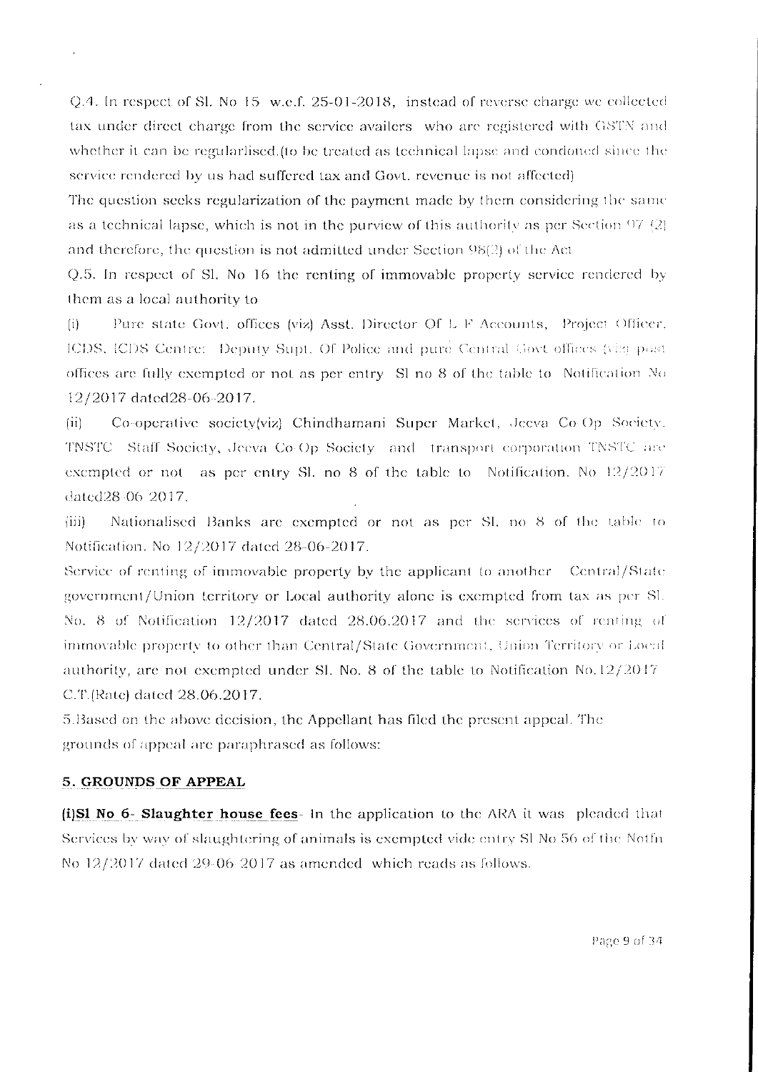Q.4. In respect of Sl. No 15 w.e.f. 25-01-2018, instead of reverse charge we collected tax under direct charge from the service availers who are registered with GSTN and whether it can be regularlised.(to be treated as technical lapse and condoned since the service rendered by us had suffered tax and Govt. revenue is not affected)

The question seeks regularization of the payment made by them considering the same as a technical lapse, which is not in the purview of this authority as per Section 97 (2) and therefore, the question is not admitted under Section 98(2) of the Act

Q.5. In respect of Sl. No 16 the renting of immovable property service rendered by them as a local authority to

(i) Pure state Govt. offices (viz) Asst. Director Of L F Accounts, Project Officer, ICDS, ICDS Centre: Deputy Supt. Of Police and pure Central Govt offices (viz post offices are fully exempted or not as per entry Sl no 8 of the table to Notification No 12/2017 dated28-06-2017.

(ii) Co-operative society(viz) Chindhamani Super Market, Jeeva Co Op Society, TNSTC Staff Society, Jeeva Co Op Society and transport corporation TNSTC are exempted or not as per entry Sl. no 8 of the table to Notification. No 12/2017 dated28-06 2017.

(iii) Nationalised Banks are exempted or not as per Sl. no 8 of the table to Notification. No 12/2017 dated 28-06-2017.

Service of renting of immovable property by the applicant to another Central/State government/Union territory or Local authority alone is exempted from tax as per Sl. No. 8 of Notification 12/2017 dated 28.06.2017 and the services of renting of immovable property to other than Central/State Government, Union Territory or Local authority, are not exempted under Sl. No. 8 of the table to Notification No.12/2017 C.T.(Rate) dated 28.06.2017.

5.Based on the above decision, the Appellant has filed the present appeal. The grounds of appeal are paraphrased as follows:

## 5. GROUNDS OF APPEAL

**(i)Sl No 6- Slaughter house fees**- In the application to the ARA it was pleaded that Services by way of slaughtering of animals is exempted vide entry Sl No 56 of the Notfn No 12/2017 dated 29-06 2017 as amended which reads as follows.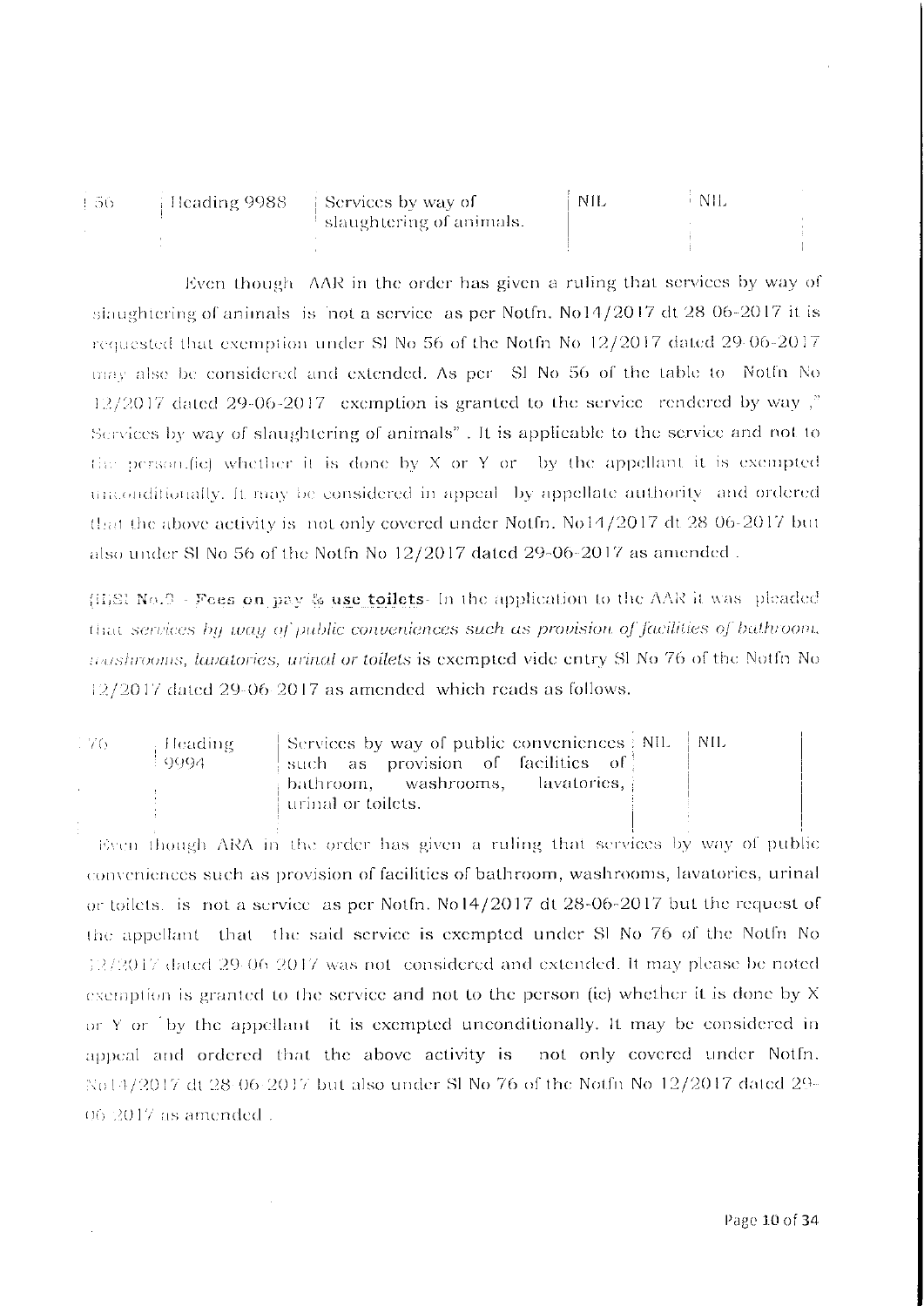| 56 | Heading 9988 | Services by way of slaughtering of animals. | NIL | NIL |
|---|---|---|---|---|

Even though AAR in the order has given a ruling that services by way of slaughtering of animals is not a service as per Notfn. No14/2017 dt 28-06-2017 it is requested that exemption under Sl No 56 of the Notfn No 12/2017 dated 29-06-2017 may also be considered and extended. As per Sl No 56 of the table to Notfn No 12/2017 dated 29-06-2017 exemption is granted to the service rendered by way ," Services by way of slaughtering of animals" . It is applicable to the service and not to the person.(ie) whether it is done by X or Y or by the appellant it is exempted unconditionally. It may be considered in appeal by appellate authority and ordered that the above activity is not only covered under Notfn. No14/2017 dt 28-06-2017 but also under Sl No 56 of the Notfn No 12/2017 dated 29-06-2017 as amended .

**(ii)Sl No.3 - Fees on pay & use toilets**- In the application to the AAR it was pleaded that *services by way of public conveniences such as provision of facilities of bathroom, washrooms, lavatories, urinal or toilets* is exempted vide entry Sl No 76 of the Notfn No 12/2017 dated 29-06-2017 as amended which reads as follows.

| 76 | Heading 9994 | Services by way of public conveniences such as provision of facilities of bathroom, washrooms, lavatories, urinal or toilets. | NIL | NIL |
|---|---|---|---|---|

Even though ARA in the order has given a ruling that services by way of public conveniences such as provision of facilities of bathroom, washrooms, lavatories, urinal or toilets. is not a service as per Notfn. No14/2017 dt 28-06-2017 but the request of the appellant that the said service is exempted under Sl No 76 of the Notfn No 12/2017 dated 29-06-2017 was not considered and extended. It may please be noted exemption is granted to the service and not to the person (ie) whether it is done by X or Y or by the appellant it is exempted unconditionally. It may be considered in appeal and ordered that the above activity is not only covered under Notfn. No14/2017 dt 28-06-2017 but also under Sl No 76 of the Notfn No 12/2017 dated 29-06-2017 as amended .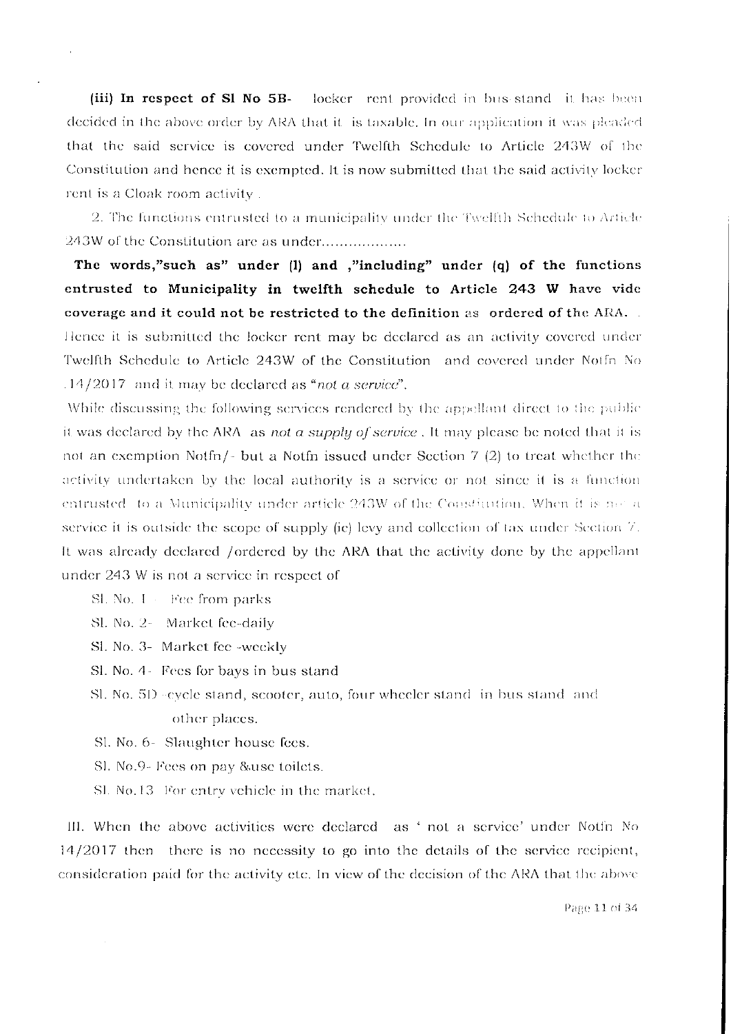**(iii) In respect of Sl No 5B-** locker rent provided in bus stand it has been decided in the above order by ARA that it is taxable. In our application it was pleaded that the said service is covered under Twelfth Schedule to Article 243W of the Constitution and hence it is exempted. It is now submitted that the said activity locker rent is a Cloak room activity .

2. The functions entrusted to a municipality under the Twelfth Schedule to Article 243W of the Constitution are as under..................

**The words,"such as" under (l) and ,"including" under (q) of the functions entrusted to Municipality in twelfth schedule to Article 243 W have vide coverage and it could not be restricted to the definition as ordered of the ARA.** . Hence it is submitted the locker rent may be declared as an activity covered under Twelfth Schedule to Article 243W of the Constitution and covered under Notfn No .14/2017 and it may be declared as "*not a service*".

While discussing the following services rendered by the appellant direct to the public it was declared by the ARA as *not a supply of service* . It may please be noted that it is not an exemption Notfn/- but a Notfn issued under Section 7 (2) to treat whether the activity undertaken by the local authority is a service or not since it is a function entrusted to a Municipality under article 243W of the Constitution. When it is not a service it is outside the scope of supply (ie) levy and collection of tax under Section 7. It was already declared /ordered by the ARA that the activity done by the appellant under 243 W is not a service in respect of

- Sl. No. 1 - Fee from parks
- Sl. No. 2- Market fee-daily
- Sl. No. 3- Market fee -weekly
- Sl. No. 4- Fees for bays in bus stand
- Sl. No. 5D -cycle stand, scooter, auto, four wheeler stand in bus stand and other places.
- Sl. No. 6- Slaughter house fees.
- Sl. No.9- Fees on pay &use toilets.
- Sl. No.13 For entry vehicle in the market.

III. When the above activities were declared as ' not a service' under Notfn No 14/2017 then there is no necessity to go into the details of the service recipient, consideration paid for the activity etc. In view of the decision of the ARA that the above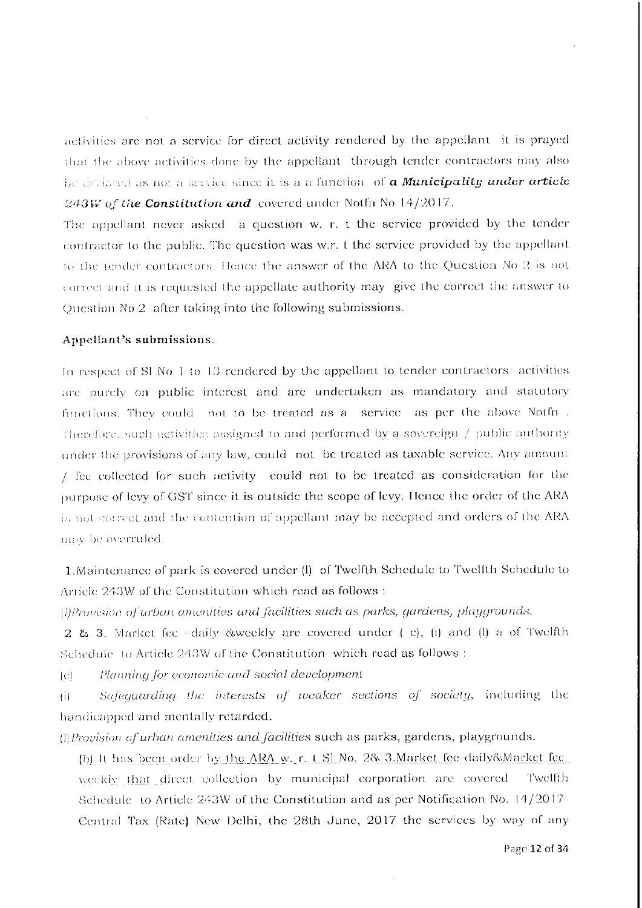activities are not a service for direct activity rendered by the appellant it is prayed that the above activities done by the appellant through tender contractors may also be declared as not a service since it is a a function of ***a Municipality under article 243W of the Constitution and*** covered under Notfn No 14/2017.

The appellant never asked a question w. r. t the service provided by the tender contractor to the public. The question was w.r. t the service provided by the appellant to the tender contractors. Hence the answer of the ARA to the Question No 2 is not correct and it is requested the appellate authority may give the correct the answer to Question No 2 after taking into the following submissions.

**Appellant's submissions.**

In respect of Sl No 1 to 13 rendered by the appellant to tender contractors activities are purely on public interest and are undertaken as mandatory and statutory functions. They could not to be treated as a service as per the above Notfn . Therefore, such activities assigned to and performed by a sovereign / public authority under the provisions of any law, could not be treated as taxable service. Any amount / fee collected for such activity could not to be treated as consideration for the purpose of levy of GST since it is outside the scope of levy. Hence the order of the ARA is not correct and the contention of appellant may be accepted and orders of the ARA may be overruled.

**1.** Maintenance of park is covered under (l) of Twelfth Schedule to Twelfth Schedule to Article 243W of the Constitution which read as follows :

(l) *Provision of urban amenities and facilities such as parks, gardens, playgrounds.*

**2 & 3.** Market fee - daily &weekly are covered under ( c), (i) and (l) a of Twelfth Schedule to Article 243W of the Constitution which read as follows :

(c) *Planning for economic and social development*

(i) *Safeguarding the interests of weaker sections of society,* including the handicapped and mentally retarded.

(l) *Provision of urban amenities and facilities* such as parks, gardens, playgrounds.

(b) It has been order by the ARA w. r. t Sl No. 2& 3.Market fee-daily&Market fee weekly that direct collection by municipal corporation are covered Twelfth Schedule to Article 243W of the Constitution and as per Notification No. 14/2017-Central Tax (Rate) New Delhi, the 28th June, 2017 the services by way of any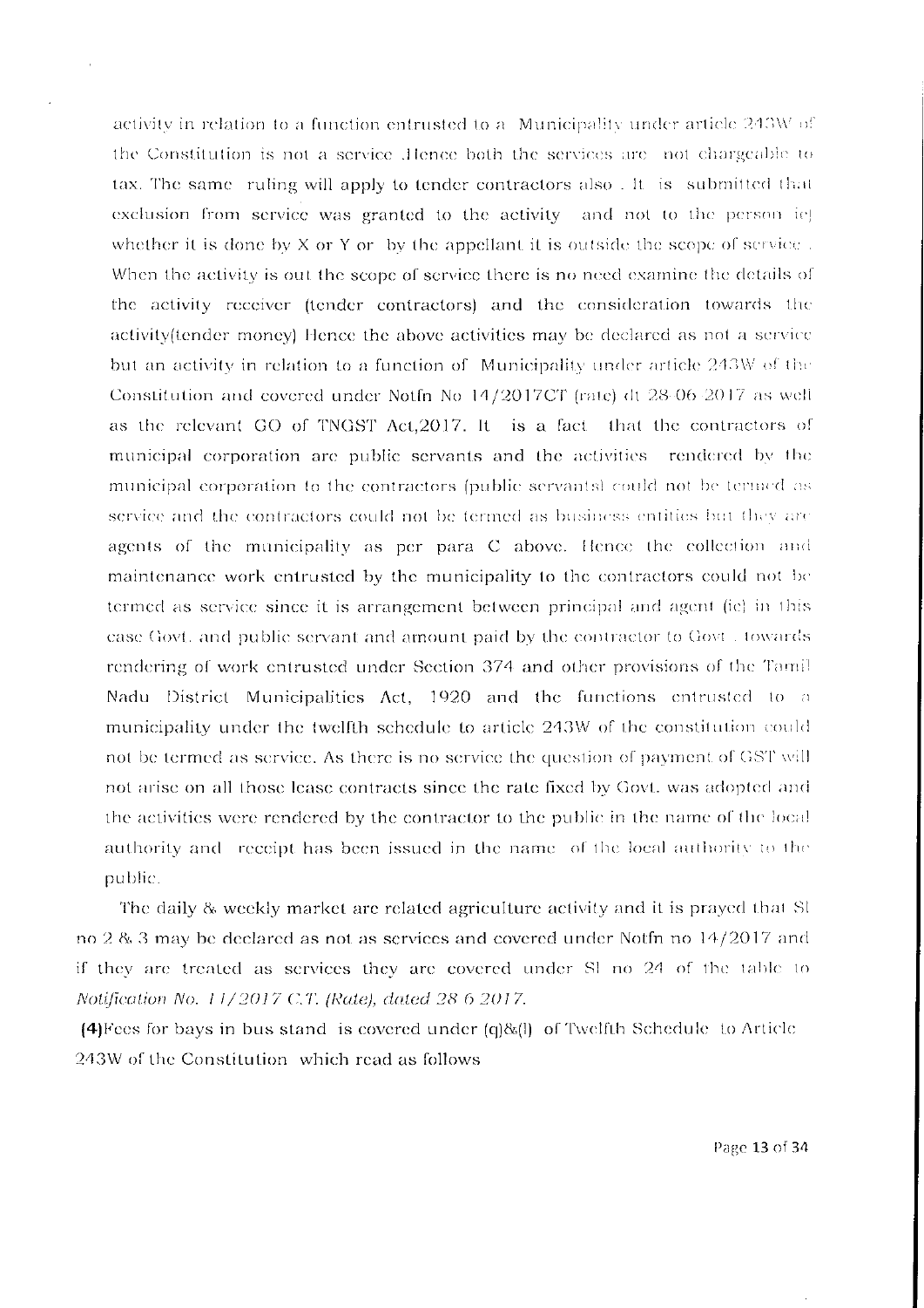activity in relation to a function entrusted to a Municipality under article 243W of the Constitution is not a service .Hence both the services are not chargeable to tax. The same ruling will apply to tender contractors also . It is submitted that exclusion from service was granted to the activity and not to the person ie) whether it is done by X or Y or by the appellant it is outside the scope of service . When the activity is out the scope of service there is no need examine the details of the activity receiver (tender contractors) and the consideration towards the activity(tender money) Hence the above activities may be declared as not a service but an activity in relation to a function of Municipality under article 243W of the Constitution and covered under Notfn No 14/2017CT (rate) dt 28-06-2017 as well as the relevant GO of TNGST Act,2017. It is a fact that the contractors of municipal corporation are public servants and the activities rendered by the municipal corporation to the contractors (public servants) could not be termed as service and the contractors could not be termed as business entities but they are agents of the municipality as per para C above. Hence the collection and maintenance work entrusted by the municipality to the contractors could not be termed as service since it is arrangement between principal and agent (ie) in this case Govt. and public servant and amount paid by the contractor to Govt . towards rendering of work entrusted under Section 374 and other provisions of the Tamil Nadu District Municipalities Act, 1920 and the functions entrusted to a municipality under the twelfth schedule to article 243W of the constitution could not be termed as service. As there is no service the question of payment of GST will not arise on all those lease contracts since the rate fixed by Govt. was adopted and the activities were rendered by the contractor to the public in the name of the local authority and receipt has been issued in the name of the local authority to the public.

The daily & weekly market are related agriculture activity and it is prayed that Sl no 2 & 3 may be declared as not as services and covered under Notfn no 14/2017 and if they are treated as services they are covered under Sl no 24 of the table to *Notification No. 11/2017 C.T. (Rate), dated 28.6.2017.*

**(4)**Fees for bays in bus stand is covered under (q)&(l) of Twelfth Schedule to Article 243W of the Constitution which read as follows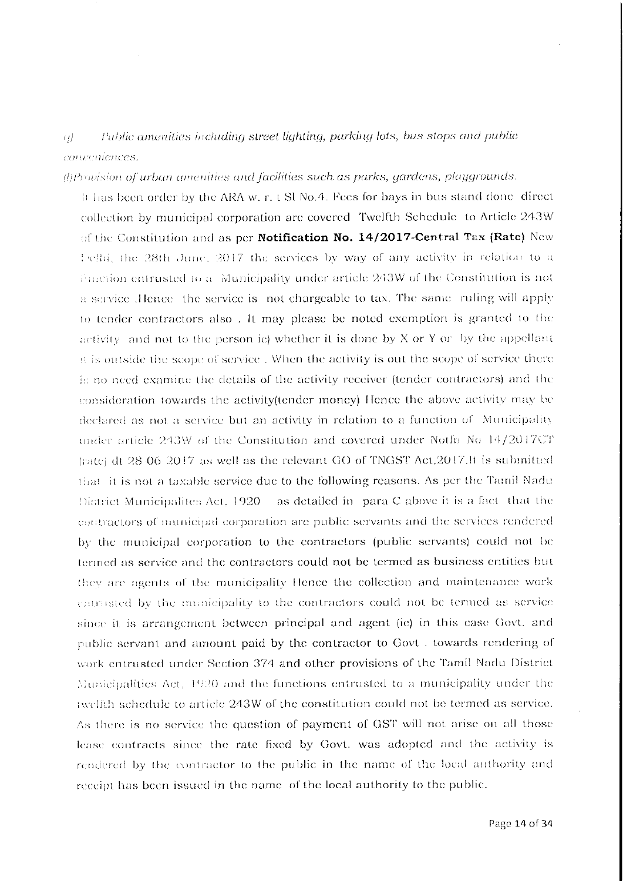*q) Public amenities including street lighting, parking lots, bus stops and public conveniences.*

*(l)Provision of urban amenities and facilities such as parks, gardens, playgrounds.*

It has been order by the ARA w. r. t Sl No.4. Fees for bays in bus stand done direct collection by municipal corporation are covered Twelfth Schedule to Article 243W of the Constitution and as per **Notification No. 14/2017-Central Tax (Rate)** New Delhi, the 28th June, 2017 the services by way of any activity in relation to a function entrusted to a Municipality under article 243W of the Constitution is not a service .Hence the service is not chargeable to tax. The same ruling will apply to tender contractors also . It may please be noted exemption is granted to the activity and not to the person ie) whether it is done by X or Y or by the appellant it is outside the scope of service . When the activity is out the scope of service there is no need examine the details of the activity receiver (tender contractors) and the consideration towards the activity(tender money) Hence the above activity may be declared as not a service but an activity in relation to a function of Municipality under article 243W of the Constitution and covered under Notfn No 14/2017CT (rate) dt 28-06-2017 as well as the relevant GO of TNGST Act,2017.It is submitted that it is not a taxable service due to the following reasons. As per the Tamil Nadu District Municipalites Act, 1920 as detailed in para C above it is a fact that the contractors of municipal corporation are public servants and the services rendered by the municipal corporation to the contractors (public servants) could not be termed as service and the contractors could not be termed as business entities but they are agents of the municipality Hence the collection and maintenance work entrusted by the municipality to the contractors could not be termed as service since it is arrangement between principal and agent (ie) in this case Govt. and public servant and amount paid by the contractor to Govt . towards rendering of work entrusted under Section 374 and other provisions of the Tamil Nadu District Municipalities Act, 1920 and the functions entrusted to a municipality under the twelfth schedule to article 243W of the constitution could not be termed as service. As there is no service the question of payment of GST will not arise on all those lease contracts since the rate fixed by Govt. was adopted and the activity is rendered by the contractor to the public in the name of the local authority and receipt has been issued in the name of the local authority to the public.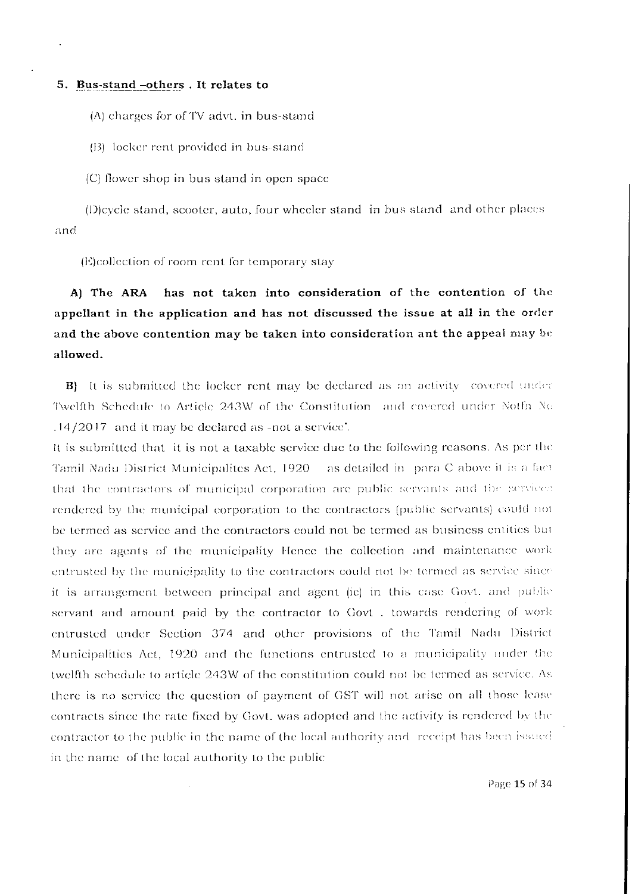**5. Bus-stand -others . It relates to**

(A) charges for of TV advt. in bus-stand

(B) locker rent provided in bus-stand

(C) flower shop in bus stand in open space

(D)cycle stand, scooter, auto, four wheeler stand in bus stand and other places and

(E)collection of room rent for temporary stay

**A) The ARA has not taken into consideration of the contention of the appellant in the application and has not discussed the issue at all in the order and the above contention may be taken into consideration ant the appeal may be allowed.**

**B)** It is submitted the locker rent may be declared as an activity covered under Twelfth Schedule to Article 243W of the Constitution and covered under Notfn No .14/2017 and it may be declared as -not a service'.

It is submitted that it is not a taxable service due to the following reasons. As per the Tamil Nadu District Municipalites Act, 1920 as detailed in para C above it is a fact that the contractors of municipal corporation are public servants and the services rendered by the municipal corporation to the contractors (public servants) could not be termed as service and the contractors could not be termed as business entities but they are agents of the municipality Hence the collection and maintenance work entrusted by the municipality to the contractors could not be termed as service since it is arrangement between principal and agent (ie) in this case Govt. and public servant and amount paid by the contractor to Govt . towards rendering of work entrusted under Section 374 and other provisions of the Tamil Nadu District Municipalities Act, 1920 and the functions entrusted to a municipality under the twelfth schedule to article 243W of the constitution could not be termed as service. As there is no service the question of payment of GST will not arise on all those lease contracts since the rate fixed by Govt. was adopted and the activity is rendered by the contractor to the public in the name of the local authority and receipt has been issued in the name of the local authority to the public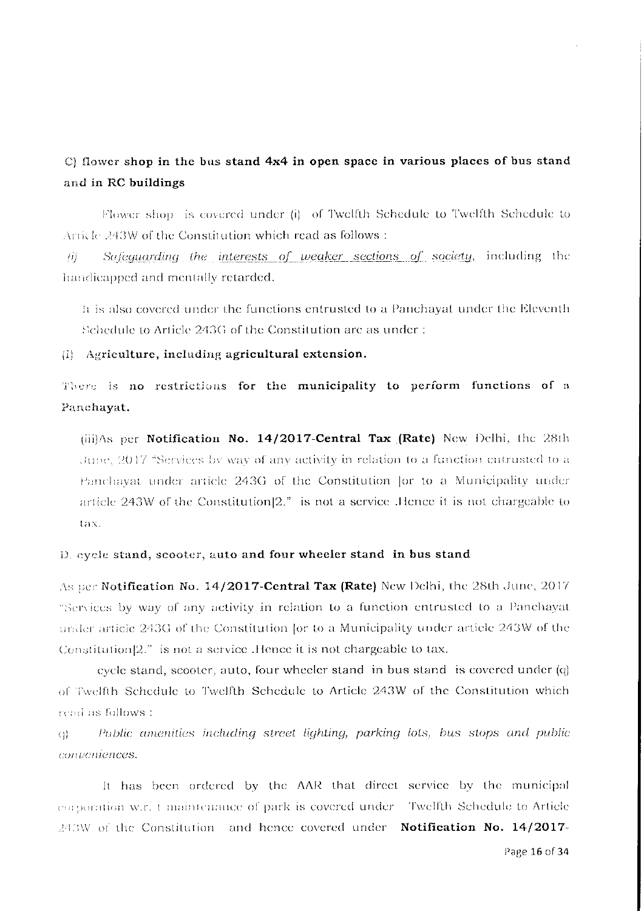**C) flower shop in the bus stand 4x4 in open space in various places of bus stand and in RC buildings**

Flower shop is covered under (i) of Twelfth Schedule to Twelfth Schedule to Article 243W of the Constitution which read as follows :

*(i) Safeguarding the interests of weaker sections of society,* including the handicapped and mentally retarded.

It is also covered under the functions entrusted to a Panchayat under the Eleventh Schedule to Article 243G of the Constitution are as under :

(i) **Agriculture, including agricultural extension.**

**There is no restrictions for the municipality to perform functions of a Panchayat.**

(iii)As per **Notification No. 14/2017-Central Tax (Rate)** New Delhi, the 28th June, 2017 "Services by way of any activity in relation to a function entrusted to a Panchayat under article 243G of the Constitution [or to a Municipality under article 243W of the Constitution]2." is not a service .Hence it is not chargeable to tax.

**D. cycle stand, scooter, auto and four wheeler stand in bus stand**

As per **Notification No. 14/2017-Central Tax (Rate)** New Delhi, the 28th June, 2017 "Services by way of any activity in relation to a function entrusted to a Panchayat under article 243G of the Constitution [or to a Municipality under article 243W of the Constitution]2." is not a service .Hence it is not chargeable to tax.

cycle stand, scooter, auto, four wheeler stand in bus stand is covered under (q) of Twelfth Schedule to Twelfth Schedule to Article 243W of the Constitution which read as follows :

q) *Public amenities including street lighting, parking lots, bus stops and public conveniences.*

It has been ordered by the AAR that direct service by the municipal corporation w.r.t maintenance of park is covered under Twelfth Schedule to Article 243W of the Constitution and hence covered under **Notification No. 14/2017-**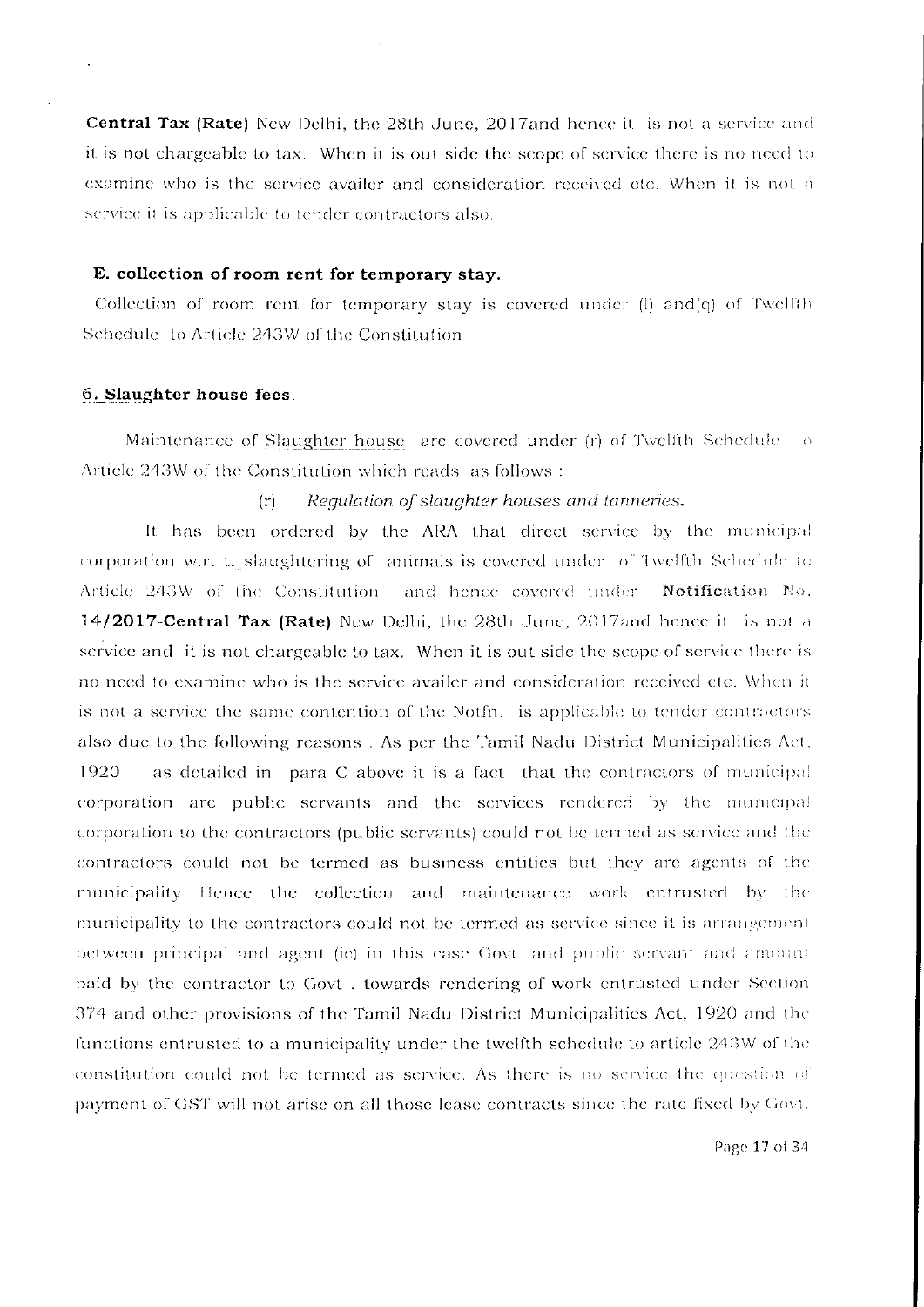**Central Tax (Rate)** New Delhi, the 28th June, 2017and hence it is not a service and it is not chargeable to tax. When it is out side the scope of service there is no need to examine who is the service availer and consideration received etc. When it is not a service it is applicable to tender contractors also.

**E. collection of room rent for temporary stay.**

Collection of room rent for temporary stay is covered under (l) and(q) of Twelfth Schedule to Article 243W of the Constitution

**6. Slaughter house fees.**

Maintenance of Slaughter house are covered under (r) of Twelfth Schedule to Article 243W of the Constitution which reads as follows :

(r) *Regulation of slaughter houses and tanneries.*

It has been ordered by the ARA that direct service by the municipal corporation w.r. t. slaughtering of animals is covered under of Twelfth Schedule to Article 243W of the Constitution and hence covered under **Notification No. 14/2017-Central Tax (Rate)** New Delhi, the 28th June, 2017and hence it is not a service and it is not chargeable to tax. When it is out side the scope of service there is no need to examine who is the service availer and consideration received etc. When it is not a service the same contention of the Notfn. is applicable to tender contractors also due to the following reasons . As per the Tamil Nadu District Municipalities Act, 1920 as detailed in para C above it is a fact that the contractors of municipal corporation are public servants and the services rendered by the municipal corporation to the contractors (public servants) could not be termed as service and the contractors could not be termed as business entities but they are agents of the municipality Hence the collection and maintenance work entrusted by the municipality to the contractors could not be termed as service since it is arrangement between principal and agent (ie) in this case Govt. and public servant and amount paid by the contractor to Govt . towards rendering of work entrusted under Section 374 and other provisions of the Tamil Nadu District Municipalities Act, 1920 and the functions entrusted to a municipality under the twelfth schedule to article 243W of the constitution could not be termed as service. As there is no service the question of payment of GST will not arise on all those lease contracts since the rate fixed by Govt.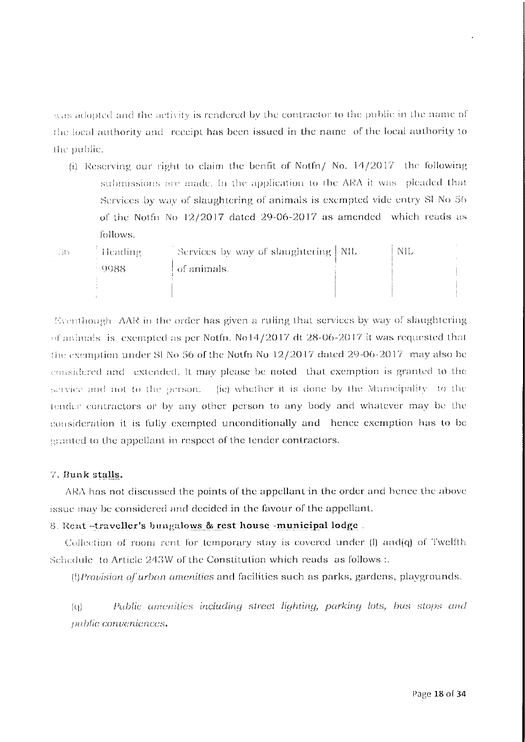was adopted and the activity is rendered by the contractor to the public in the name of the local authority and receipt has been issued in the name of the local authority to the public.

(i) Reserving our right to claim the benfit of Notfn/ No. 14/2017 the following submissions are made. In the application to the ARA it was pleaded that Services by way of slaughtering of animals is exempted vide entry Sl No 56 of the Notfn No 12/2017 dated 29-06-2017 as amended which reads as follows.

| | | | | |
|---|---|---|---|---|
| 56 | Heading 9988 | Services by way of slaughtering of animals. | NIL | NIL |

Eventhough AAR in the order has given a ruling that services by way of slaughtering of animals is exempted as per Notfn. No14/2017 dt 28-06-2017 it was requested that the exemption under Sl No 56 of the Notfn No 12/2017 dated 29-06-2017 may also be considered and extended. It may please be noted that exemption is granted to the service and not to the person. (ie) whether it is done by the Municipality to the tender contractors or by any other person to any body and whatever may be the consideration it is fully exempted unconditionally and hence exemption has to be granted to the appellant in respect of the tender contractors.

**7. Bunk stalls.**

ARA has not discussed the points of the appellant in the order and hence the above issue may be considered and decided in the favour of the appellant.

**8. Rent –traveller's bungalows & rest house -municipal lodge .**

Collection of room rent for temporary stay is covered under (l) and(q) of Twelfth Schedule to Article 243W of the Constitution which reads as follows :.

(l)*Provision of urban amenities* and facilities such as parks, gardens, playgrounds.

(q) *Public amenities including street lighting, parking lots, bus stops and public conveniences.*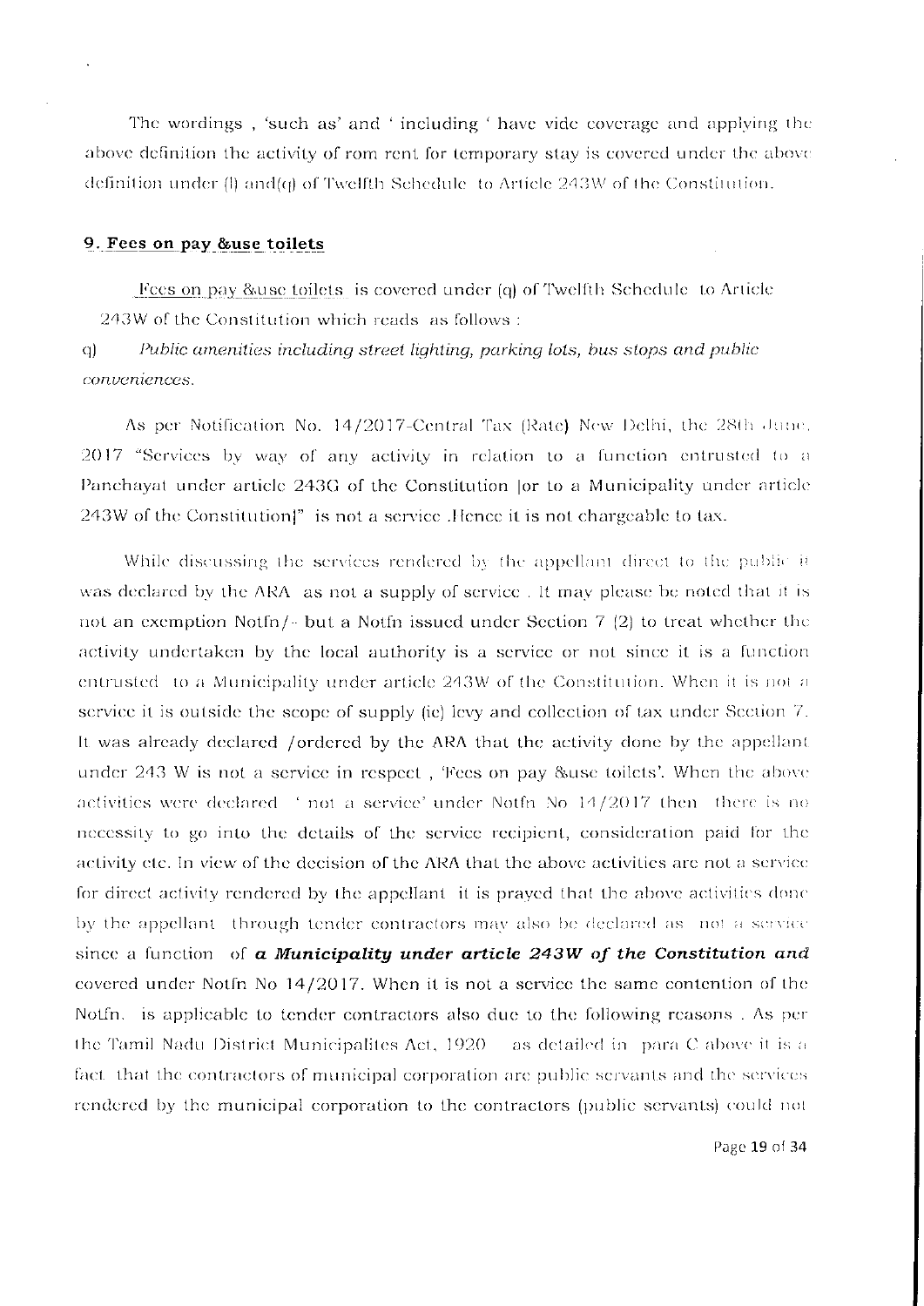The wordings , 'such as' and ' including ' have vide coverage and applying the above definition the activity of rom rent for temporary stay is covered under the above definition under (l) and(q) of Twelfth Schedule to Article 243W of the Constitution.

## 9. Fees on pay &use toilets

Fees on pay &use toilets is covered under (q) of Twelfth Schedule to Article 243W of the Constitution which reads as follows :

q) *Public amenities including street lighting, parking lots, bus stops and public conveniences.*

As per Notification No. 14/2017-Central Tax (Rate) New Delhi, the 28th June, 2017 "Services by way of any activity in relation to a function entrusted to a Panchayat under article 243G of the Constitution [or to a Municipality under article 243W of the Constitution]" is not a service .Hence it is not chargeable to tax.

While discussing the services rendered by the appellant direct to the public it was declared by the ARA as not a supply of service . It may please be noted that it is not an exemption Notfn/- but a Notfn issued under Section 7 (2) to treat whether the activity undertaken by the local authority is a service or not since it is a function entrusted to a Municipality under article 243W of the Constitution. When it is not a service it is outside the scope of supply (ie) levy and collection of tax under Section 7. It was already declared /ordered by the ARA that the activity done by the appellant under 243 W is not a service in respect , 'Fees on pay &use toilets'. When the above activities were declared ' not a service' under Notfn No 14/2017 then there is no necessity to go into the details of the service recipient, consideration paid for the activity etc. In view of the decision of the ARA that the above activities are not a service for direct activity rendered by the appellant it is prayed that the above activities done by the appellant through tender contractors may also be declared as not a service since a function of ***a Municipality under article 243W of the Constitution and*** covered under Notfn No 14/2017. When it is not a service the same contention of the Notfn. is applicable to tender contractors also due to the following reasons . As per the Tamil Nadu District Municipalites Act, 1920 as detailed in para C above it is a fact that the contractors of municipal corporation are public servants and the services rendered by the municipal corporation to the contractors (public servants) could not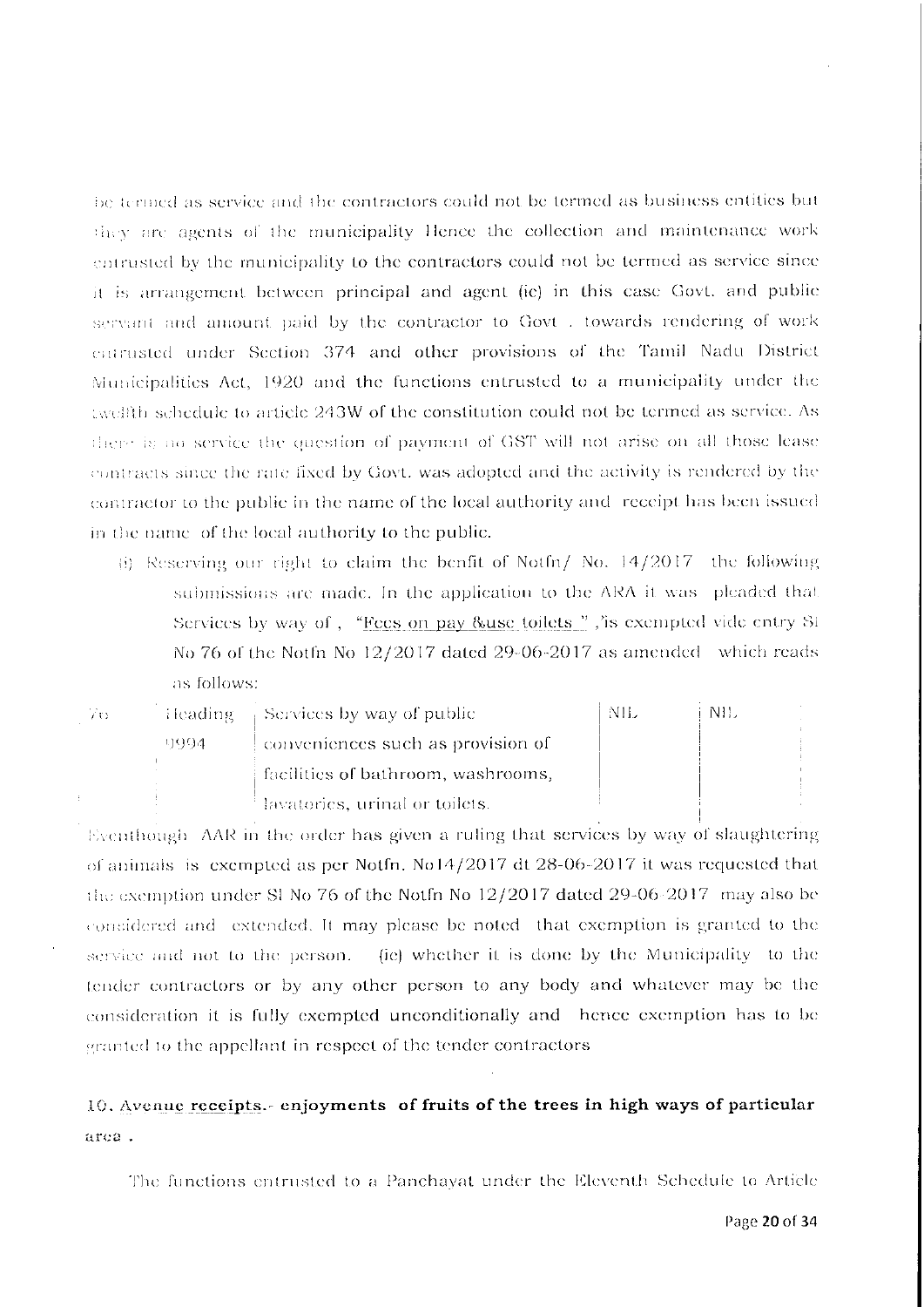be termed as service and the contractors could not be termed as business entities but they are agents of the municipality Hence the collection and maintenance work entrusted by the municipality to the contractors could not be termed as service since it is arrangement between principal and agent (ie) in this case Govt. and public servant and amount paid by the contractor to Govt . towards rendering of work entrusted under Section 374 and other provisions of the Tamil Nadu District Municipalities Act, 1920 and the functions entrusted to a municipality under the twelfth schedule to article 243W of the constitution could not be termed as service. As there is no service the question of payment of GST will not arise on all those lease contracts since the rate fixed by Govt. was adopted and the activity is rendered by the contractor to the public in the name of the local authority and receipt has been issued in the name of the local authority to the public.

ii) Reserving our right to claim the benfit of Notfn/ No. 14/2017 the following submissions are made. In the application to the ARA it was pleaded that Services by way of , "Fees on pay &use toilets " ,'is excempted vide entry Sl No 76 of the Notfn No 12/2017 dated 29-06-2017 as amended which reads as follows:

| | | | | |
|---|---|---|---|---|
| 76 | Heading 9994 | Services by way of public conveniences such as provision of facilities of bathroom, washrooms, lavatories, urinal or toilets. | NIL | NIL |

Eventhough AAR in the order has given a ruling that services by way of slaughtering of animals is excempted as per Notfn. No14/2017 dt 28-06-2017 it was requested that the exemption under Sl No 76 of the Notfn No 12/2017 dated 29-06-2017 may also be considered and extended. It may please be noted that exemption is granted to the service and not to the person. (ie) whether it is done by the Municipality to the tender contractors or by any other person to any body and whatever may be the consideration it is fully exempted unconditionally and hence exemption has to be granted to the appellant in respect of the tender contractors

**10. Avenue receipts.- enjoyments of fruits of the trees in high ways of particular area .**

The functions entrusted to a Panchayat under the Eleventh Schedule to Article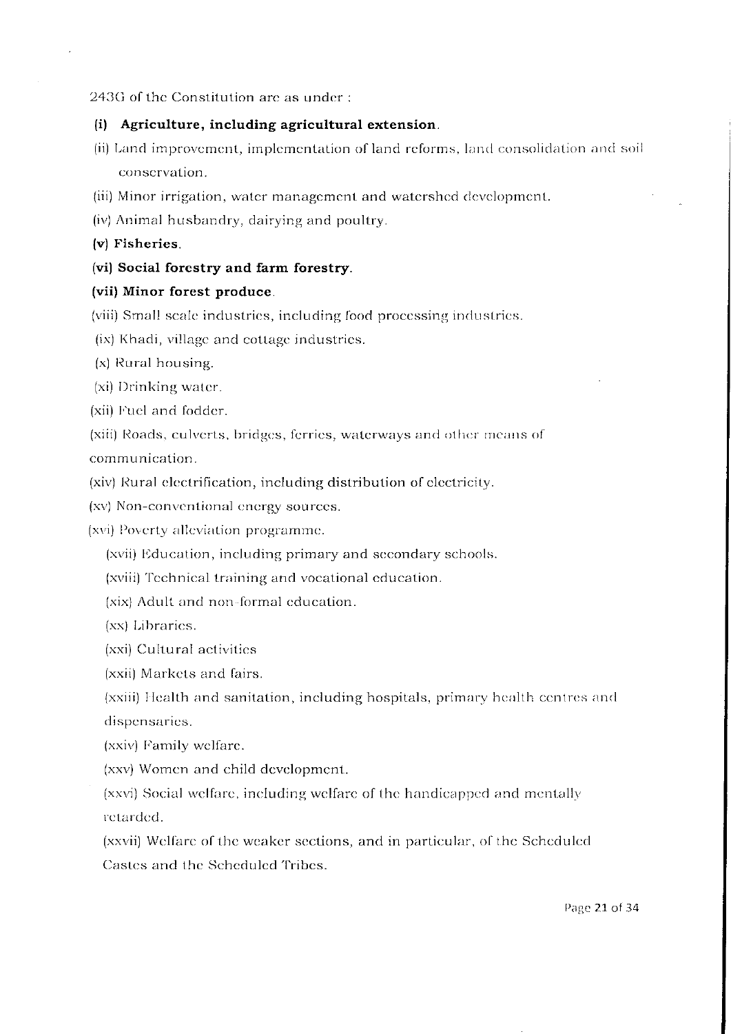243G of the Constitution are as under :

**(i) Agriculture, including agricultural extension.**

(ii) Land improvement, implementation of land reforms, land consolidation and soil conservation.

(iii) Minor irrigation, water management and watershed development.

(iv) Animal husbandry, dairying and poultry.

**(v) Fisheries.**

**(vi) Social forestry and farm forestry.**

**(vii) Minor forest produce.**

(viii) Small scale industries, including food processing industries.

(ix) Khadi, village and cottage industries.

(x) Rural housing.

(xi) Drinking water.

(xii) Fuel and fodder.

(xiii) Roads, culverts, bridges, ferries, waterways and other means of communication.

(xiv) Rural electrification, including distribution of electricity.

(xv) Non-conventional energy sources.

(xvi) Poverty alleviation programme.

(xvii) Education, including primary and secondary schools.

(xviii) Technical training and vocational education.

(xix) Adult and non-formal education.

(xx) Libraries.

(xxi) Cultural activities

(xxii) Markets and fairs.

(xxiii) Health and sanitation, including hospitals, primary health centres and dispensaries.

(xxiv) Family welfare.

(xxv) Women and child development.

(xxvi) Social welfare, including welfare of the handicapped and mentally retarded.

(xxvii) Welfare of the weaker sections, and in particular, of the Scheduled Castes and the Scheduled Tribes.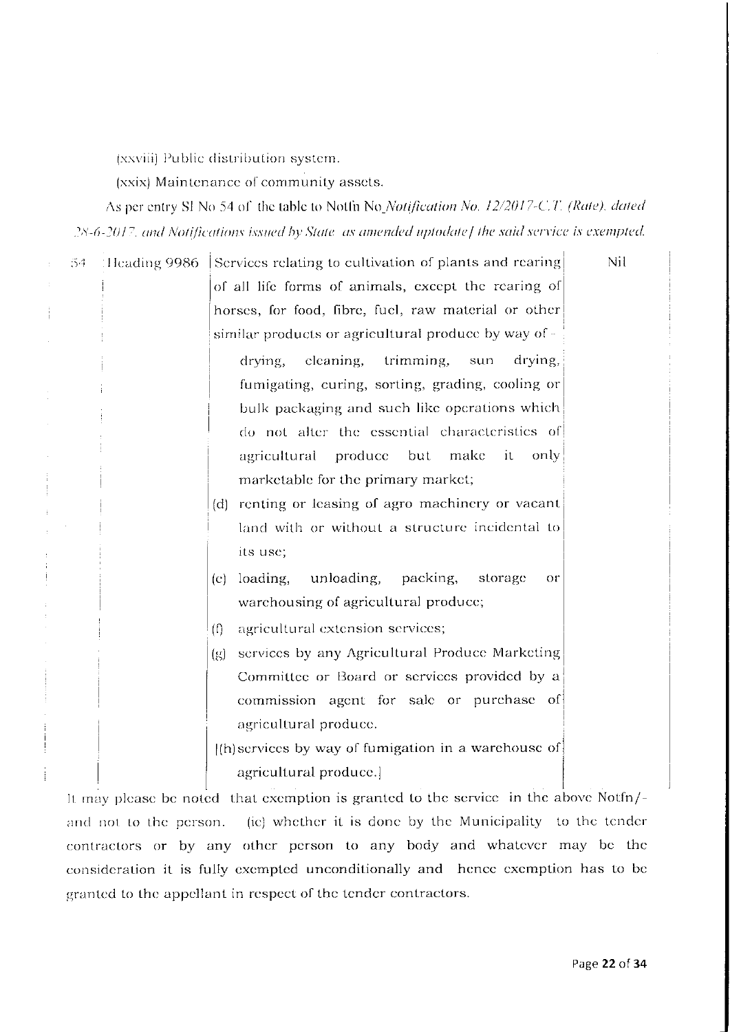(xxviii) Public distribution system.

(xxix) Maintenance of community assets.

As per entry Sl No 54 of the table to Notfn No *Notification No. 12/2017-C.T. (Rate), dated 28-6-2017, and Notifications issued by State as amended uptodate] the said service is exempted.*

| | | | |
|---|---|---|---|
| 54 | Heading 9986 | Services relating to cultivation of plants and rearing of all life forms of animals, except the rearing of horses, for food, fibre, fuel, raw material or other similar products or agricultural produce by way of -<br>drying, cleaning, trimming, sun drying, fumigating, curing, sorting, grading, cooling or bulk packaging and such like operations which do not alter the essential characteristics of agricultural produce but make it only marketable for the primary market;<br>(d) renting or leasing of agro machinery or vacant land with or without a structure incidental to its use;<br>(e) loading, unloading, packing, storage or warehousing of agricultural produce;<br>(f) agricultural extension services;<br>(g) services by any Agricultural Produce Marketing Committee or Board or services provided by a commission agent for sale or purchase of agricultural produce.<br>[(h) services by way of fumigation in a warehouse of agricultural produce.] | Nil |

It may please be noted that exemption is granted to the service in the above Notfn/- and not to the person. (ie) whether it is done by the Municipality to the tender contractors or by any other person to any body and whatever may be the consideration it is fully exempted unconditionally and hence exemption has to be granted to the appellant in respect of the tender contractors.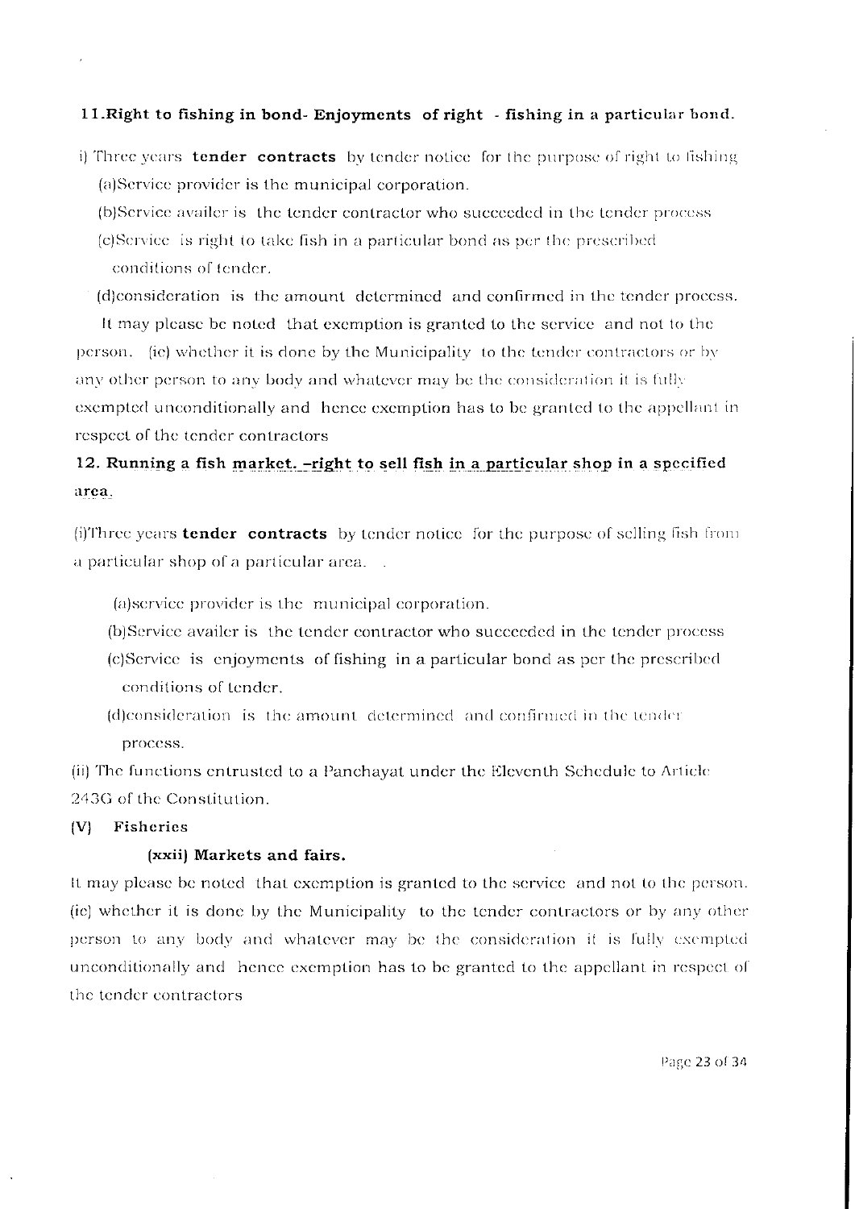**11.Right to fishing in bond- Enjoyments of right - fishing in a particular bond.**

i) Three years **tender contracts** by tender notice for the purpose of right to fishing

(a)Service provider is the municipal corporation.

(b)Service availer is the tender contractor who succeeded in the tender process

(c)Service is right to take fish in a particular bond as per the prescribed conditions of tender.

(d)consideration is the amount determined and confirmed in the tender process.

It may please be noted that exemption is granted to the service and not to the person. (ie) whether it is done by the Municipality to the tender contractors or by any other person to any body and whatever may be the consideration it is fully exempted unconditionally and hence exemption has to be granted to the appellant in respect of the tender contractors

**12. Running a fish market. -right to sell fish in a particular shop in a specified area.**

(i)Three years **tender contracts** by tender notice for the purpose of selling fish from a particular shop of a particular area.

(a)service provider is the municipal corporation.

(b)Service availer is the tender contractor who succeeded in the tender process

(c)Service is enjoyments of fishing in a particular bond as per the prescribed conditions of tender.

(d)consideration is the amount determined and confirmed in the tender process.

(ii) The functions entrusted to a Panchayat under the Eleventh Schedule to Article 243G of the Constitution.

**(V) Fisheries**

**(xxii) Markets and fairs.**

It may please be noted that exemption is granted to the service and not to the person. (ie) whether it is done by the Municipality to the tender contractors or by any other person to any body and whatever may be the consideration it is fully exempted unconditionally and hence exemption has to be granted to the appellant in respect of the tender contractors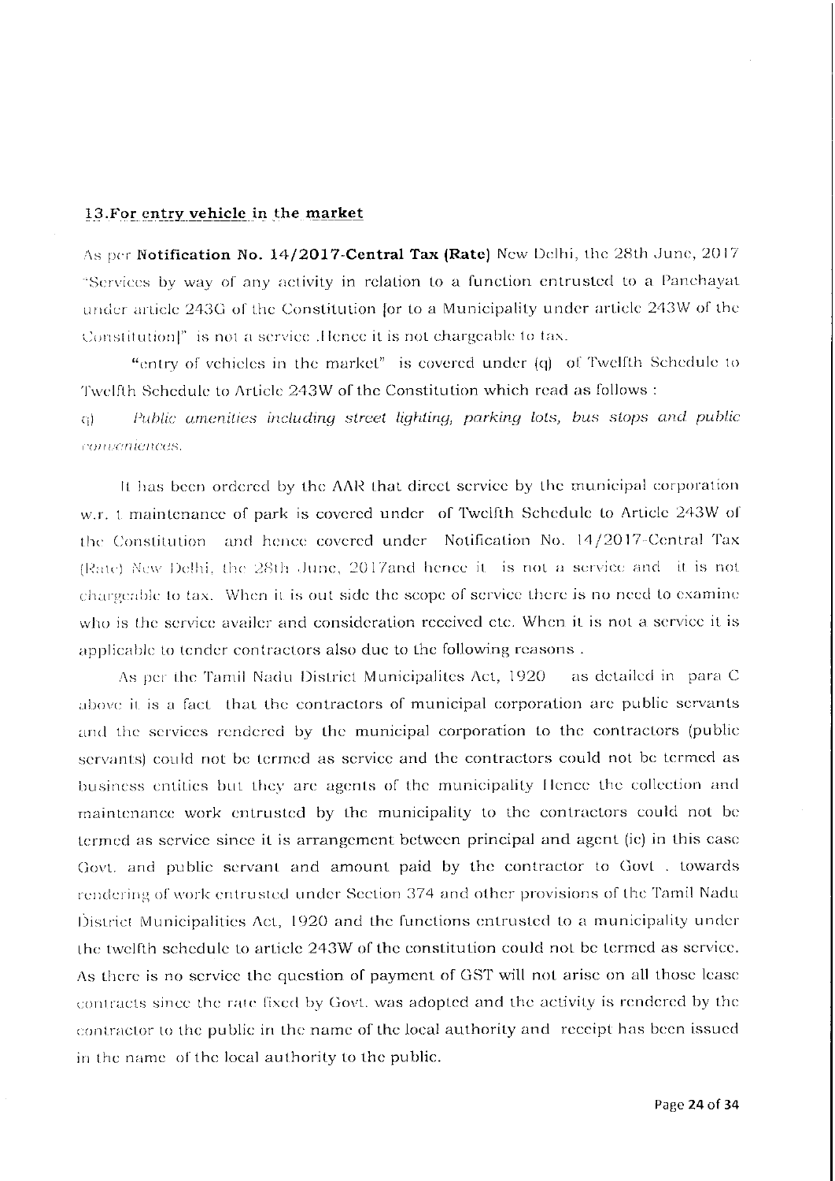**13.For entry vehicle in the market**

As per **Notification No. 14/2017-Central Tax (Rate)** New Delhi, the 28th June, 2017 "Services by way of any activity in relation to a function entrusted to a Panchayat under article 243G of the Constitution [or to a Municipality under article 243W of the Constitution]" is not a service .Hence it is not chargeable to tax.

"entry of vehicles in the market" is covered under (q) of Twelfth Schedule to Twelfth Schedule to Article 243W of the Constitution which read as follows :

q) *Public amenities including street lighting, parking lots, bus stops and public conveniences.*

It has been ordered by the AAR that direct service by the municipal corporation w.r. t maintenance of park is covered under of Twelfth Schedule to Article 243W of the Constitution and hence covered under Notification No. 14/2017-Central Tax (Rate) New Delhi, the 28th June, 2017and hence it is not a service and it is not chargeable to tax. When it is out side the scope of service there is no need to examine who is the service availer and consideration received etc. When it is not a service it is applicable to tender contractors also due to the following reasons .

As per the Tamil Nadu District Municipalites Act, 1920 as detailed in para C above it is a fact that the contractors of municipal corporation are public servants and the services rendered by the municipal corporation to the contractors (public servants) could not be termed as service and the contractors could not be termed as business entities but they are agents of the municipality Hence the collection and maintenance work entrusted by the municipality to the contractors could not be termed as service since it is arrangement between principal and agent (ie) in this case Govt. and public servant and amount paid by the contractor to Govt . towards rendering of work entrusted under Section 374 and other provisions of the Tamil Nadu District Municipalities Act, 1920 and the functions entrusted to a municipality under the twelfth schedule to article 243W of the constitution could not be termed as service. As there is no service the question of payment of GST will not arise on all those lease contracts since the rate fixed by Govt. was adopted and the activity is rendered by the contractor to the public in the name of the local authority and receipt has been issued in the name of the local authority to the public.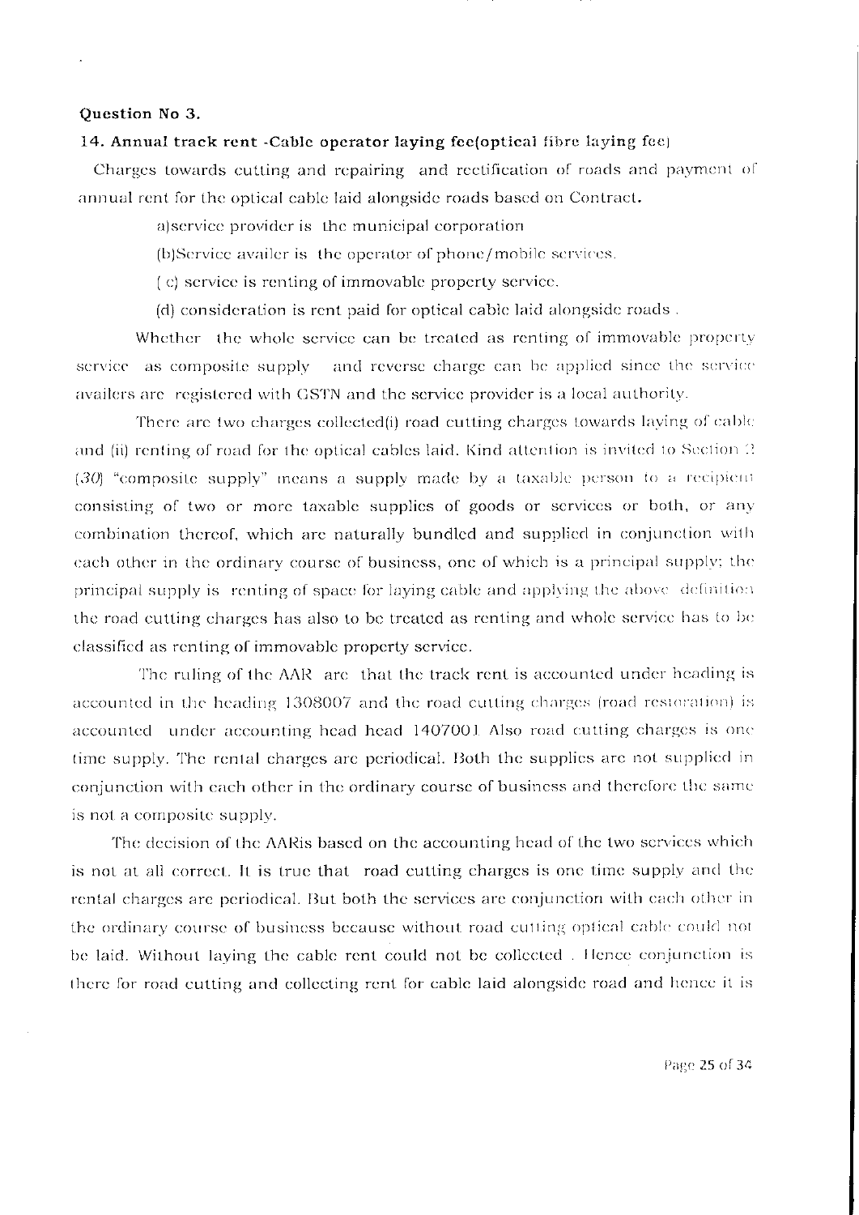**Question No 3.**

**14. Annual track rent -Cable operator laying fee(optical fibre laying fee)**

Charges towards cutting and repairing and rectification of roads and payment of annual rent for the optical cable laid alongside roads based on Contract.

a)service provider is the municipal corporation

(b)Service availer is the operator of phone/mobile services.

( c) service is renting of immovable property service.

(d) consideration is rent paid for optical cable laid alongside roads .

Whether the whole service can be treated as renting of immovable property service as composite supply and reverse charge can be applied since the service availers are registered with GSTN and the service provider is a local authority.

There are two charges collected(i) road cutting charges towards laying of cable and (ii) renting of road for the optical cables laid. Kind attention is invited to Section 2 *(30)* "composite supply" means a supply made by a taxable person to a recipient consisting of two or more taxable supplies of goods or services or both, or any combination thereof, which are naturally bundled and supplied in conjunction with each other in the ordinary course of business, one of which is a principal supply; the principal supply is renting of space for laying cable and applying the above definition the road cutting charges has also to be treated as renting and whole service has to be classified as renting of immovable property service.

The ruling of the AAR are that the track rent is accounted under heading is accounted in the heading 1308007 and the road cutting charges (road restoration) is accounted under accounting head head 1407001 Also road cutting charges is one time supply. The rental charges are periodical. Both the supplies are not supplied in conjunction with each other in the ordinary course of business and therefore the same is not a composite supply.

The decision of the AARis based on the accounting head of the two services which is not at all correct. It is true that road cutting charges is one time supply and the rental charges are periodical. But both the services are conjunction with each other in the ordinary course of business because without road cutting optical cable could not be laid. Without laying the cable rent could not be collected . Hence conjunction is there for road cutting and collecting rent for cable laid alongside road and hence it is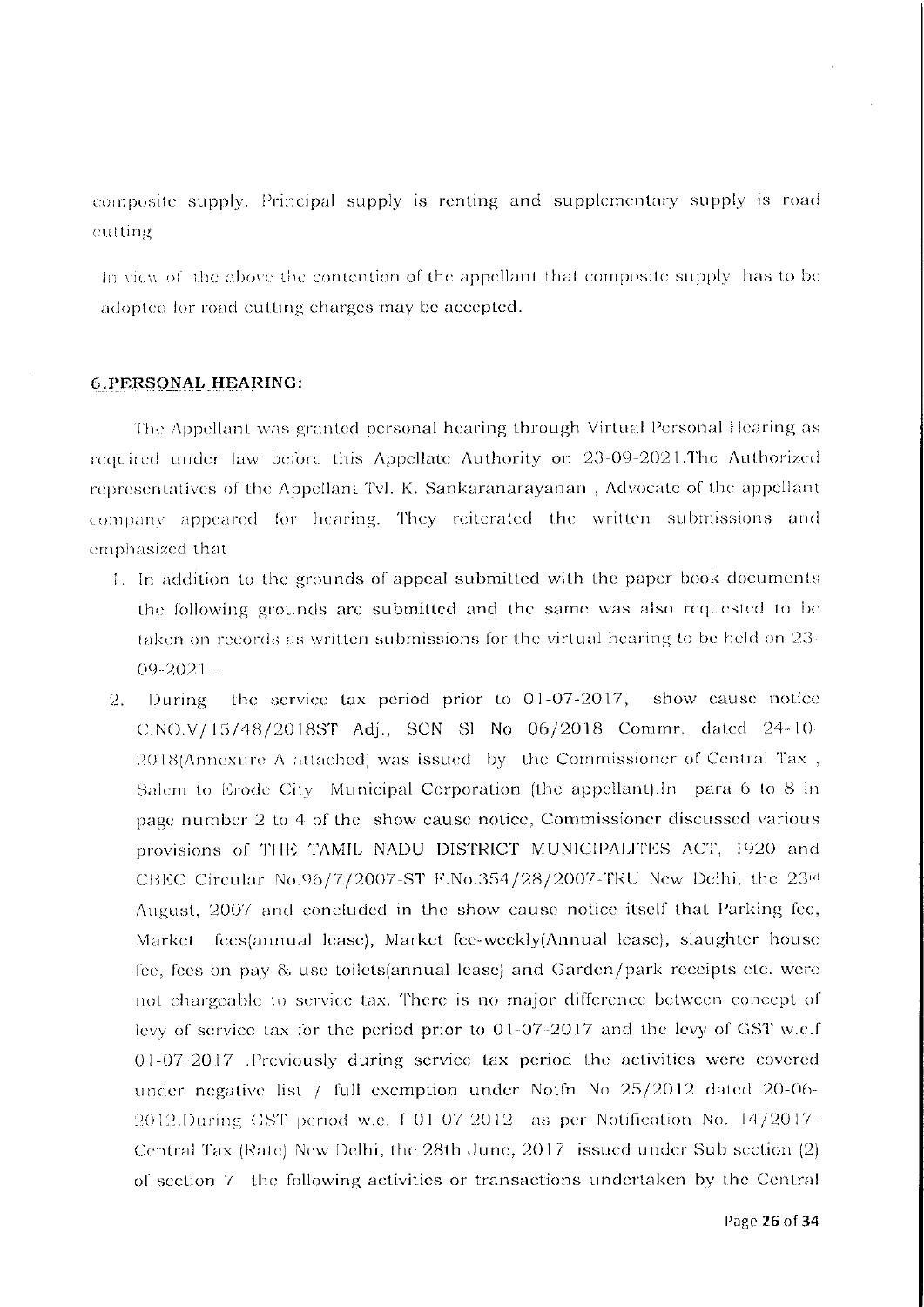composite supply. Principal supply is renting and supplementary supply is road cutting

In view of the above the contention of the appellant that composite supply has to be adopted for road cutting charges may be accepted.

**6.PERSONAL HEARING:**

The Appellant was granted personal hearing through Virtual Personal Hearing as required under law before this Appellate Authority on 23-09-2021.The Authorized representatives of the Appellant Tvl. K. Sankaranarayanan , Advocate of the appellant company appeared for hearing. They reiterated the written submissions and emphasized that

1. In addition to the grounds of appeal submitted with the paper book documents the following grounds are submitted and the same was also requested to be taken on records as written submissions for the virtual hearing to be held on 23-09-2021 .
2. During the service tax period prior to 01-07-2017, show cause notice C.NO.V/15/48/2018ST Adj., SCN Sl No 06/2018 Commr. dated 24-10-2018(Annexure A attached) was issued by the Commissioner of Central Tax , Salem to Erode City Municipal Corporation (the appellant).In para 6 to 8 in page number 2 to 4 of the show cause notice, Commissioner discussed various provisions of THE TAMIL NADU DISTRICT MUNICIPALITES ACT, 1920 and CBEC Circular No.96/7/2007-ST F.No.354/28/2007-TRU New Delhi, the 23rd August, 2007 and concluded in the show cause notice itself that Parking fee, Market fees(annual lease), Market fee-weekly(Annual lease), slaughter house fee, fees on pay & use toilets(annual lease) and Garden/park receipts etc. were not chargeable to service tax. There is no major difference between concept of levy of service tax for the period prior to 01-07-2017 and the levy of GST w.e.f 01-07-2017 .Previously during service tax period the activities were covered under negative list / full exemption under Notfn No 25/2012 dated 20-06-2012.During GST period w.e. f 01-07-2012 as per Notification No. 14/2017-Central Tax (Rate) New Delhi, the 28th June, 2017 issued under Sub section (2) of section 7 the following activities or transactions undertaken by the Central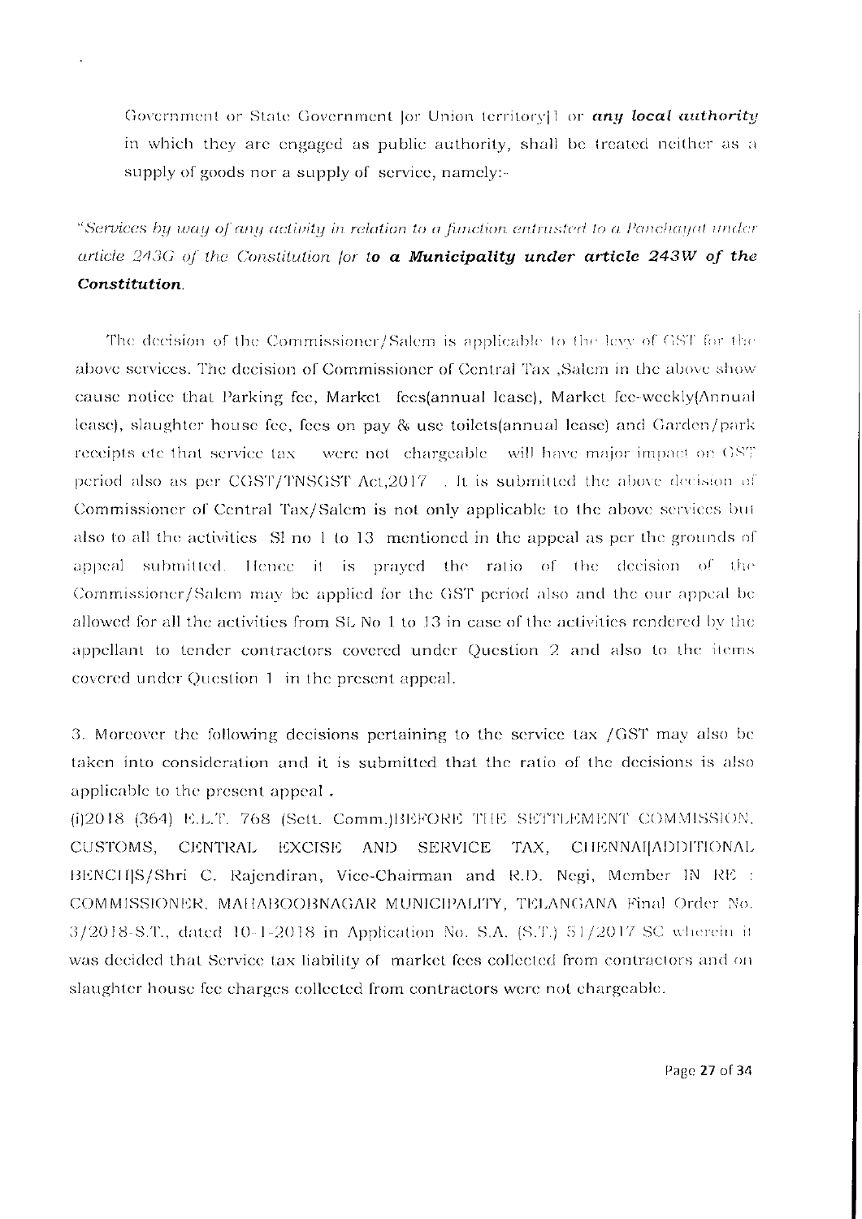Government or State Government [or Union territory]1 or ***any local authority*** in which they are engaged as public authority, shall be treated neither as a supply of goods nor a supply of service, namely:-

*"Services by way of any activity in relation to a function entrusted to a Panchayat under article 243G of the Constitution [or **to a Municipality under article 243W of the Constitution**.*

The decision of the Commissioner/Salem is applicable to the levy of GST for the above services. The decision of Commissioner of Central Tax ,Salem in the above show cause notice that Parking fee, Market fees(annual lease), Market fee-weekly(Annual lease), slaughter house fee, fees on pay & use toilets(annual lease) and Garden/park receipts etc that service tax were not chargeable will have major impact on GST period also as per CGST/TNSGST Act,2017 . It is submitted the above decision of Commissioner of Central Tax/Salem is not only applicable to the above services but also to all the activities Sl no 1 to 13 mentioned in the appeal as per the grounds of appeal submitted. Hence it is prayed the ratio of the decision of the Commissioner/Salem may be applied for the GST period also and the our appeal be allowed for all the activities from SL No 1 to 13 in case of the activities rendered by the appellant to tender contractors covered under Question 2 and also to the items covered under Question 1 in the present appeal.

3. Moreover the following decisions pertaining to the service tax /GST may also be taken into consideration and it is submitted that the ratio of the decisions is also applicable to the present appeal .

(i)2018 (364) E.L.T. 768 (Sett. Comm.)BEFORE THE SETTLEMENT COMMISSION, CUSTOMS, CENTRAL EXCISE AND SERVICE TAX, CHENNAI[ADDITIONAL BENCH]S/Shri C. Rajendiran, Vice-Chairman and R.D. Negi, Member IN RE : COMMISSIONER, MAHABOOBNAGAR MUNICIPALITY, TELANGANA Final Order No. 3/2018-S.T., dated 10-1-2018 in Application No. S.A. (S.T.) 51/2017 SC wherein it was decided that Service tax liability of market fees collected from contractors and on slaughter house fee charges collected from contractors were not chargeable.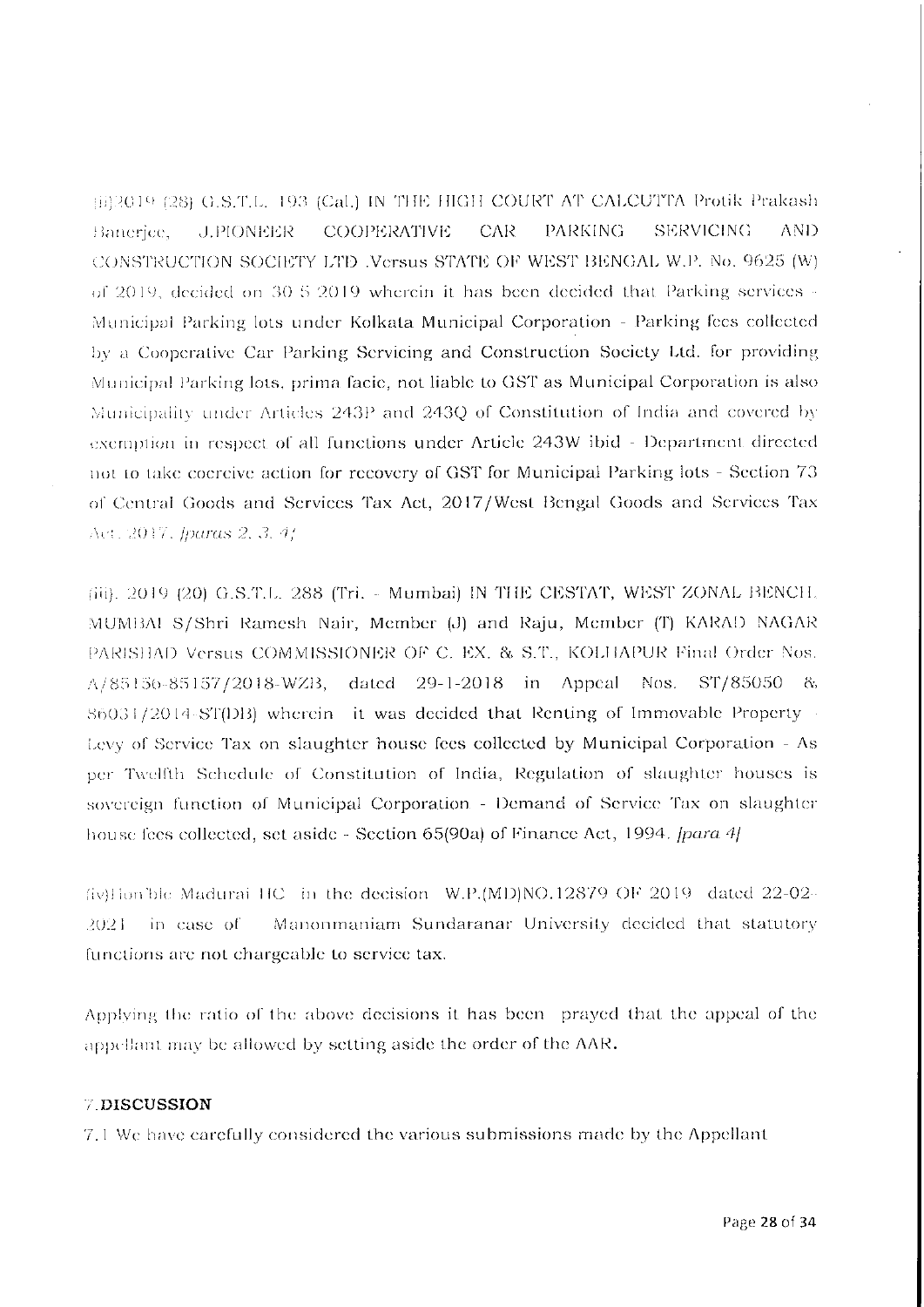(ii)2019 (28) G.S.T.L. 193 (Cal.) IN THE HIGH COURT AT CALCUTTA Protik Prakash Banerjee, J.PIONEER COOPERATIVE CAR PARKING SERVICING AND CONSTRUCTION SOCIETY LTD .Versus STATE OF WEST BENGAL W.P. No. 9625 (W) of 2019, decided on 30-5-2019 wherein it has been decided that Parking services - Municipal Parking lots under Kolkata Municipal Corporation - Parking fees collected by a Cooperative Car Parking Servicing and Construction Society Ltd. for providing Municipal Parking lots, prima facie, not liable to GST as Municipal Corporation is also Municipality under Articles 243P and 243Q of Constitution of India and covered by exemption in respect of all functions under Article 243W ibid - Department directed not to take coercive action for recovery of GST for Municipal Parking lots - Section 73 of Central Goods and Services Tax Act, 2017/West Bengal Goods and Services Tax Act, 2017. *[paras 2, 3, 4]*

(iii). 2019 (20) G.S.T.L. 288 (Tri. - Mumbai) IN THE CESTAT, WEST ZONAL BENCH, MUMBAI S/Shri Ramesh Nair, Member (J) and Raju, Member (T) KARAD NAGAR PARISHAD Versus COMMISSIONER OF C. EX. & S.T., KOLHAPUR Final Order Nos. A/85156-85157/2018-WZB, dated 29-1-2018 in Appeal Nos. ST/85050 & 86031/2014-ST(DB) wherein it was decided that Renting of Immovable Property - Levy of Service Tax on slaughter house fees collected by Municipal Corporation - As per Twelfth Schedule of Constitution of India, Regulation of slaughter houses is sovereign function of Municipal Corporation - Demand of Service Tax on slaughter house fees collected, set aside - Section 65(90a) of Finance Act, 1994. *[para 4]*

(iv)Hon'ble Madurai HC in the decision W.P.(MD)NO.12879 OF 2019 dated 22-02-2021 in case of Manonmaniam Sundaranar University decided that statutory functions are not chargeable to service tax.

Applying the ratio of the above decisions it has been prayed that the appeal of the appellant may be allowed by setting aside the order of the AAR.

## 7.DISCUSSION

7.1 We have carefully considered the various submissions made by the Appellant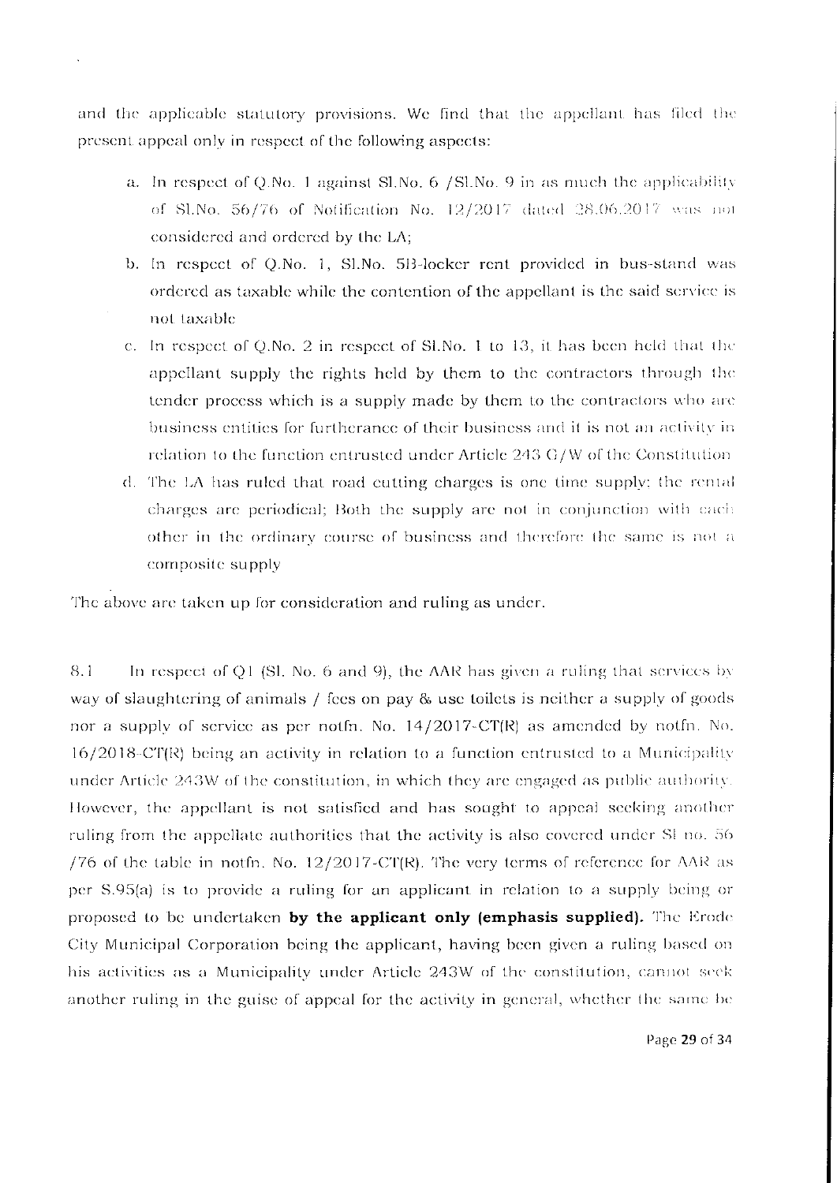and the applicable statutory provisions. We find that the appellant has filed the present appeal only in respect of the following aspects:

a. In respect of Q.No. 1 against Sl.No. 6 /Sl.No. 9 in as much the applicability of Sl.No. 56/76 of Notification No. 12/2017 dated 28.06.2017 was not considered and ordered by the LA;

b. In respect of Q.No. 1, Sl.No. 5B-locker rent provided in bus-stand was ordered as taxable while the contention of the appellant is the said service is not taxable

c. In respect of Q.No. 2 in respect of Sl.No. 1 to 13, it has been held that the appellant supply the rights held by them to the contractors through the tender process which is a supply made by them to the contractors who are business entities for furtherance of their business and it is not an activity in relation to the function entrusted under Article 243 G/W of the Constitution

d. The LA has ruled that road cutting charges is one time supply: the rental charges are periodical; Both the supply are not in conjunction with each other in the ordinary course of business and therefore the same is not a composite supply

The above are taken up for consideration and ruling as under.

8.1 In respect of Q1 (Sl. No. 6 and 9), the AAR has given a ruling that services by way of slaughtering of animals / fees on pay & use toilets is neither a supply of goods nor a supply of service as per notfn. No. 14/2017-CT(R) as amended by notfn. No. 16/2018-CT(R) being an activity in relation to a function entrusted to a Municipality under Article 243W of the constitution, in which they are engaged as public authority. However, the appellant is not satisfied and has sought to appeal seeking another ruling from the appellate authorities that the activity is also covered under Sl no. 56 /76 of the table in notfn. No. 12/2017-CT(R). The very terms of reference for AAR as per S.95(a) is to provide a ruling for an applicant in relation to a supply being or proposed to be undertaken **by the applicant only (emphasis supplied).** The Erode City Municipal Corporation being the applicant, having been given a ruling based on his activities as a Municipality under Article 243W of the constitution, cannot seek another ruling in the guise of appeal for the activity in general, whether the same be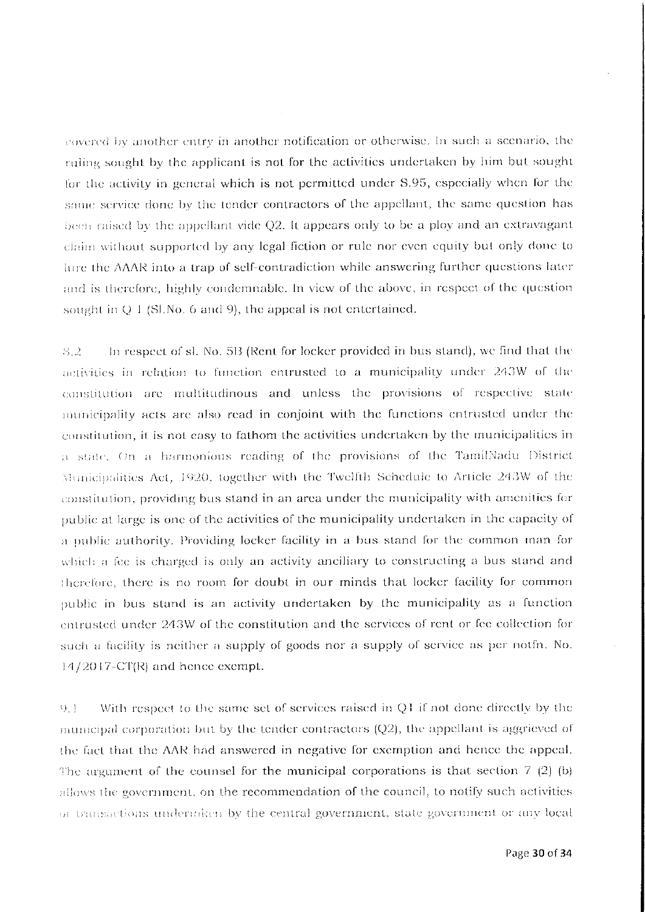covered by another entry in another notification or otherwise. In such a scenario, the ruling sought by the applicant is not for the activities undertaken by him but sought for the activity in general which is not permitted under S.95, especially when for the same service done by the tender contractors of the appellant, the same question has been raised by the appellant vide Q2. It appears only to be a ploy and an extravagant claim without supported by any legal fiction or rule nor even equity but only done to lure the AAAR into a trap of self-contradiction while answering further questions later and is therefore, highly condemnable. In view of the above, in respect of the question sought in Q 1 (Sl.No. 6 and 9), the appeal is not entertained.

8.2 In respect of sl. No. 5B (Rent for locker provided in bus stand), we find that the activities in relation to function entrusted to a municipality under 243W of the constitution are multitudinous and unless the provisions of respective state municipality acts are also read in conjoint with the functions entrusted under the constitution, it is not easy to fathom the activities undertaken by the municipalities in a state. On a harmonious reading of the provisions of the TamilNadu District Municipalities Act, 1920, together with the Twelfth Schedule to Article 243W of the constitution, providing bus stand in an area under the municipality with amenities for public at large is one of the activities of the municipality undertaken in the capacity of a public authority. Providing locker facility in a bus stand for the common man for which a fee is charged is only an activity anciliary to constructing a bus stand and therefore, there is no room for doubt in our minds that locker facility for common public in bus stand is an activity undertaken by the municipality as a function entrusted under 243W of the constitution and the services of rent or fee collection for such a facility is neither a supply of goods nor a supply of service as per notfn. No. 14/2017-CT(R) and hence exempt.

9.1 With respect to the same set of services raised in Q1 if not done directly by the municipal corporation but by the tender contractors (Q2), the appellant is aggrieved of the fact that the AAR had answered in negative for exemption and hence the appeal. The argument of the counsel for the municipal corporations is that section 7 (2) (b) allows the government, on the recommendation of the council, to notify such activities or transactions undertaken by the central government, state government or any local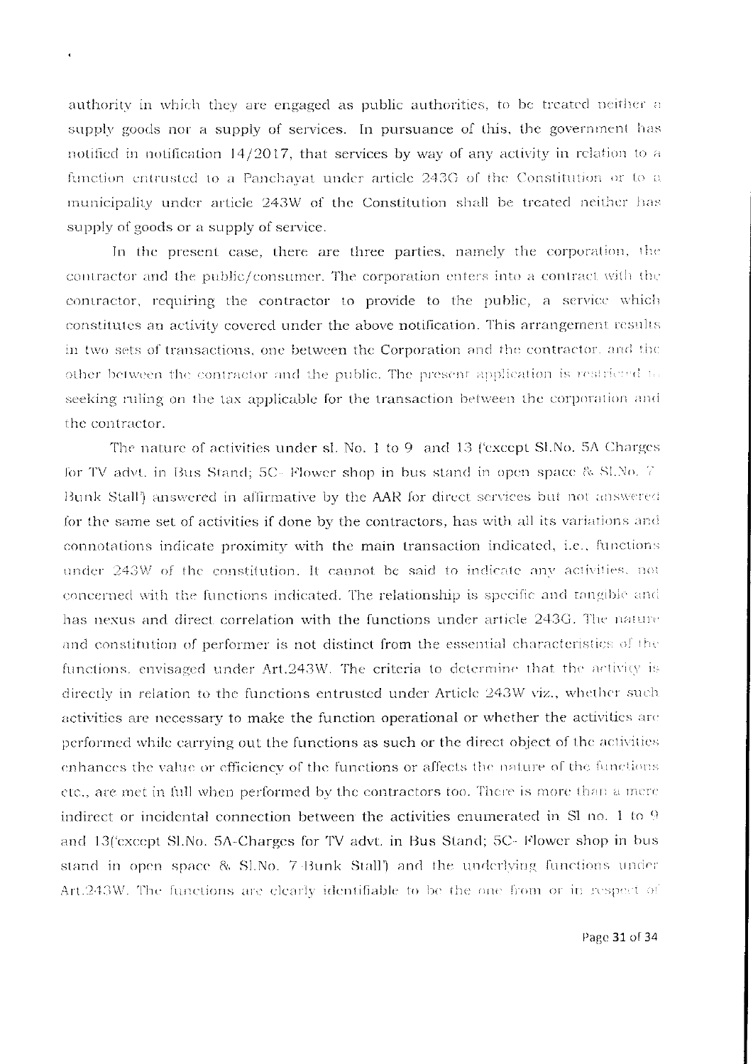authority in which they are engaged as public authorities, to be treated neither a supply goods nor a supply of services. In pursuance of this, the government has notified in notification 14/2017, that services by way of any activity in relation to a function entrusted to a Panchayat under article 243G of the Constitution or to a municipality under article 243W of the Constitution shall be treated neither has supply of goods or a supply of service.

In the present case, there are three parties, namely the corporation, the contractor and the public/consumer. The corporation enters into a contract with the contractor, requiring the contractor to provide to the public, a service which constitutes an activity covered under the above notification. This arrangement results in two sets of transactions, one between the Corporation and the contractor, and the other between the contractor and the public. The present application is restricted to seeking ruling on the tax applicable for the transaction between the corporation and the contractor.

The nature of activities under sl. No. 1 to 9 and 13 ('except Sl.No. 5A Charges for TV advt. in Bus Stand; 5C- Flower shop in bus stand in open space & Sl.No. 7 Bunk Stall') answered in affirmative by the AAR for direct services but not answered for the same set of activities if done by the contractors, has with all its variations and connotations indicate proximity with the main transaction indicated, i.e., functions under 243W of the constitution. It cannot be said to indicate any activities, not concerned with the functions indicated. The relationship is specific and tangible and has nexus and direct correlation with the functions under article 243G. The nature and constitution of performer is not distinct from the essential characteristics of the functions, envisaged under Art.243W. The criteria to determine that the activity is directly in relation to the functions entrusted under Article 243W viz., whether such activities are necessary to make the function operational or whether the activities are performed while carrying out the functions as such or the direct object of the activities enhances the value or efficiency of the functions or affects the nature of the functions etc., are met in full when performed by the contractors too. There is more than a mere indirect or incidental connection between the activities enumerated in Sl no. 1 to 9 and 13('except Sl.No. 5A-Charges for TV advt. in Bus Stand; 5C- Flower shop in bus stand in open space & Sl.No. 7-Bunk Stall') and the underlying functions under Art.243W. The functions are clearly identifiable to be the one from or in respect of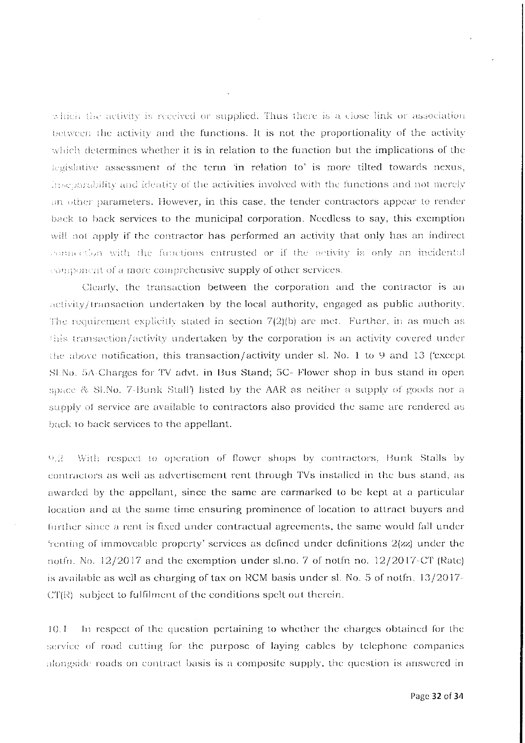which the activity is received or supplied. Thus there is a close link or association between the activity and the functions. It is not the proportionality of the activity which determines whether it is in relation to the function but the implications of the legislative assessment of the term 'in relation to' is more tilted towards nexus, inseparability and identity of the activities involved with the functions and not merely on other parameters. However, in this case, the tender contractors appear to render back to back services to the municipal corporation. Needless to say, this exemption will not apply if the contractor has performed an activity that only has an indirect connection with the functions entrusted or if the activity is only an incidental component of a more comprehensive supply of other services.

Clearly, the transaction between the corporation and the contractor is an activity/transaction undertaken by the local authority, engaged as public authority. The requirement explicitly stated in section 7(2)(b) are met. Further, in as much as this transaction/activity undertaken by the corporation is an activity covered under the above notification, this transaction/activity under sl. No. 1 to 9 and 13 ('except Sl.No. 5A-Charges for TV advt. in Bus Stand; 5C- Flower shop in bus stand in open space & Sl.No. 7-Bunk Stall') listed by the AAR as neither a supply of goods nor a supply of service are available to contractors also provided the same are rendered as back to back services to the appellant.

9.2 With respect to operation of flower shops by contractors, Bunk Stalls by contractors as well as advertisement rent through TVs installed in the bus stand, as awarded by the appellant, since the same are earmarked to be kept at a particular location and at the same time ensuring prominence of location to attract buyers and further since a rent is fixed under contractual agreements, the same would fall under 'renting of immoveable property' services as defined under definitions 2(zz) under the notfn. No. 12/2017 and the exemption under sl.no. 7 of notfn no. 12/2017-CT (Rate) is available as well as charging of tax on RCM basis under sl. No. 5 of notfn. 13/2017-CT(R) subject to fulfilment of the conditions spelt out therein.

10.1 In respect of the question pertaining to whether the charges obtained for the service of road cutting for the purpose of laying cables by telephone companies alongside roads on contract basis is a composite supply, the question is answered in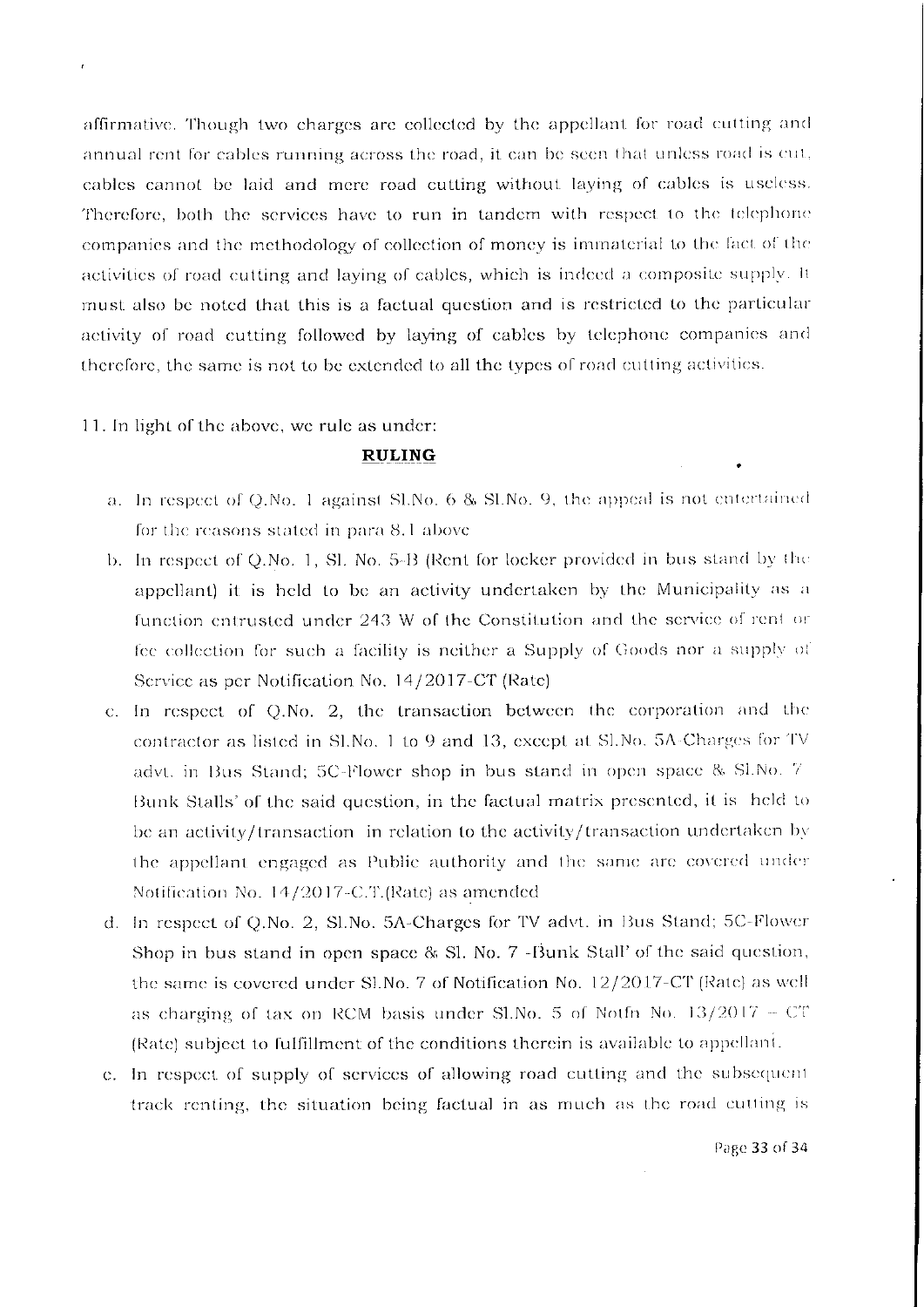affirmative. Though two charges are collected by the appellant for road cutting and annual rent for cables running across the road, it can be seen that unless road is cut, cables cannot be laid and mere road cutting without laying of cables is useless. Therefore, both the services have to run in tandem with respect to the telephone companies and the methodology of collection of money is immaterial to the fact of the activities of road cutting and laying of cables, which is indeed a composite supply. It must also be noted that this is a factual question and is restricted to the particular activity of road cutting followed by laying of cables by telephone companies and therefore, the same is not to be extended to all the types of road cutting activities.

11. In light of the above, we rule as under:

**RULING**

a. In respect of Q.No. 1 against Sl.No. 6 & Sl.No. 9, the appeal is not entertained for the reasons stated in para 8.1 above

b. In respect of Q.No. 1, Sl. No. 5-B (Rent for locker provided in bus stand by the appellant) it is held to be an activity undertaken by the Municipality as a function entrusted under 243 W of the Constitution and the service of rent or fee collection for such a facility is neither a Supply of Goods nor a supply of Service as per Notification No. 14/2017-CT (Rate)

c. In respect of Q.No. 2, the transaction between the corporation and the contractor as listed in Sl.No. 1 to 9 and 13, except at Sl.No. 5A-Charges for TV advt. in Bus Stand; 5C-Flower shop in bus stand in open space & Sl.No. 7 ' Bunk Stalls' of the said question, in the factual matrix presented, it is held to be an activity/transaction in relation to the activity/transaction undertaken by the appellant engaged as Public authority and the same are covered under Notification No. 14/2017-C.T.(Rate) as amended

d. In respect of Q.No. 2, Sl.No. 5A-Charges for TV advt. in Bus Stand; 5C-Flower Shop in bus stand in open space & Sl. No. 7 -Bunk Stall' of the said question, the same is covered under Sl.No. 7 of Notification No. 12/2017-CT (Rate) as well as charging of tax on RCM basis under Sl.No. 5 of Notfn No. 13/2017 – CT (Rate) subject to fulfillment of the conditions therein is available to appellant.

e. In respect of supply of services of allowing road cutting and the subsequent track renting, the situation being factual in as much as the road cutting is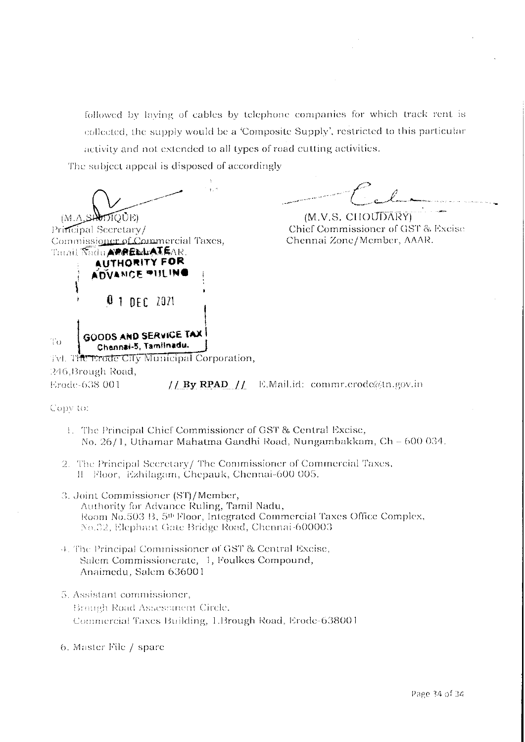followed by laying of cables by telephone companies for which track rent is collected, the supply would be a 'Composite Supply', restricted to this particular activity and not extended to all types of road cutting activities.

The subject appeal is disposed of accordingly

(M.A.SIDDIQUE)
Principal Secretary/
Commissioner of Commercial Taxes,
Tamil Nadu/Member, AAAR.

(M.V.S. CHOUDARY)
Chief Commissioner of GST & Excise
Chennai Zone/Member, AAAR.

APPELLATE AUTHORITY FOR ADVANCE RULING
01 DEC 2021
GOODS AND SERVICE TAX
Chennai-5, Tamilnadu.

To

M/s. The Erode City Municipal Corporation,
246,Brough Road,
Erode-638 001 **// By RPAD //** E.Mail.id: commr.erode@tn.gov.in

Copy to:

1. The Principal Chief Commissioner of GST & Central Excise,
   No. 26/1, Uthamar Mahatma Gandhi Road, Nungambakkam, Ch – 600 034.
2. The Principal Secretary/ The Commissioner of Commercial Taxes,
   II Floor, Ezhilagam, Chepauk, Chennai-600 005.
3. Joint Commissioner (ST)/Member,
   Authority for Advance Ruling, Tamil Nadu,
   Room No.503 B, 5th Floor, Integrated Commercial Taxes Office Complex,
   No.32, Elephant Gate Bridge Road, Chennai-600003
4. The Principal Commissioner of GST & Central Excise,
   Salem Commissionerate, 1, Foulkes Compound,
   Anaimedu, Salem 636001
5. Assistant commissioner,
   Brough Road Assessment Circle,
   Commercial Taxes Building, 1.Brough Road, Erode-638001
6. Master File / spare